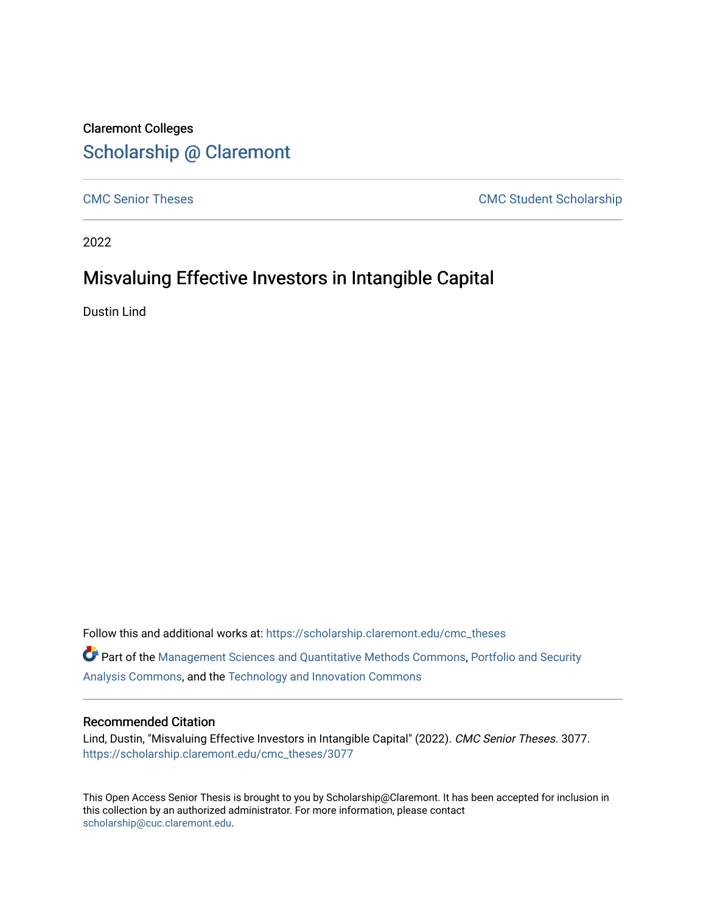Claremont Colleges

# Scholarship @ Claremont

CMC Senior Theses

CMC Student Scholarship

2022

## Misvaluing Effective Investors in Intangible Capital

Dustin Lind

Follow this and additional works at: https://scholarship.claremont.edu/cmc_theses

Part of the Management Sciences and Quantitative Methods Commons, Portfolio and Security Analysis Commons, and the Technology and Innovation Commons

### Recommended Citation

Lind, Dustin, "Misvaluing Effective Investors in Intangible Capital" (2022). *CMC Senior Theses*. 3077.
https://scholarship.claremont.edu/cmc_theses/3077

This Open Access Senior Thesis is brought to you by Scholarship@Claremont. It has been accepted for inclusion in this collection by an authorized administrator. For more information, please contact scholarship@cuc.claremont.edu.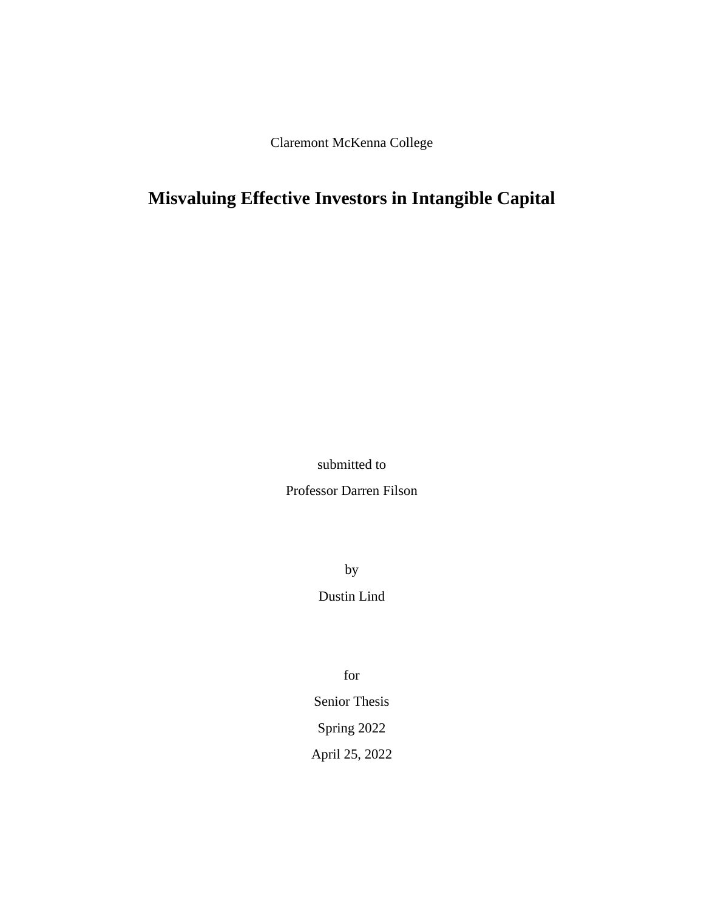Claremont McKenna College

# Misvaluing Effective Investors in Intangible Capital

submitted to

Professor Darren Filson

by

Dustin Lind

for

Senior Thesis

Spring 2022

April 25, 2022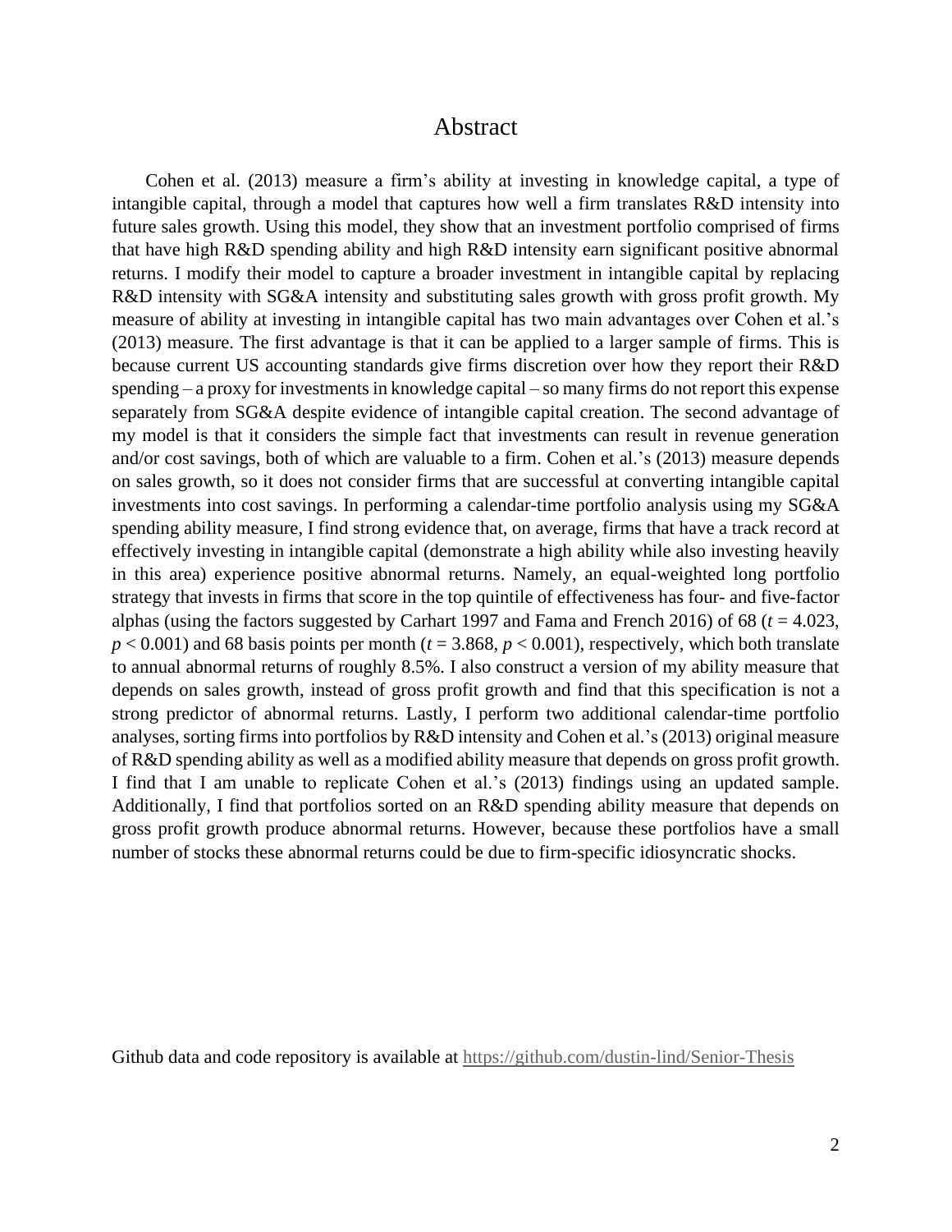# Abstract

Cohen et al. (2013) measure a firm's ability at investing in knowledge capital, a type of intangible capital, through a model that captures how well a firm translates R&D intensity into future sales growth. Using this model, they show that an investment portfolio comprised of firms that have high R&D spending ability and high R&D intensity earn significant positive abnormal returns. I modify their model to capture a broader investment in intangible capital by replacing R&D intensity with SG&A intensity and substituting sales growth with gross profit growth. My measure of ability at investing in intangible capital has two main advantages over Cohen et al.'s (2013) measure. The first advantage is that it can be applied to a larger sample of firms. This is because current US accounting standards give firms discretion over how they report their R&D spending – a proxy for investments in knowledge capital – so many firms do not report this expense separately from SG&A despite evidence of intangible capital creation. The second advantage of my model is that it considers the simple fact that investments can result in revenue generation and/or cost savings, both of which are valuable to a firm. Cohen et al.'s (2013) measure depends on sales growth, so it does not consider firms that are successful at converting intangible capital investments into cost savings. In performing a calendar-time portfolio analysis using my SG&A spending ability measure, I find strong evidence that, on average, firms that have a track record at effectively investing in intangible capital (demonstrate a high ability while also investing heavily in this area) experience positive abnormal returns. Namely, an equal-weighted long portfolio strategy that invests in firms that score in the top quintile of effectiveness has four- and five-factor alphas (using the factors suggested by Carhart 1997 and Fama and French 2016) of 68 ($t = 4.023$, $p < 0.001$) and 68 basis points per month ($t = 3.868$, $p < 0.001$), respectively, which both translate to annual abnormal returns of roughly 8.5%. I also construct a version of my ability measure that depends on sales growth, instead of gross profit growth and find that this specification is not a strong predictor of abnormal returns. Lastly, I perform two additional calendar-time portfolio analyses, sorting firms into portfolios by R&D intensity and Cohen et al.'s (2013) original measure of R&D spending ability as well as a modified ability measure that depends on gross profit growth. I find that I am unable to replicate Cohen et al.'s (2013) findings using an updated sample. Additionally, I find that portfolios sorted on an R&D spending ability measure that depends on gross profit growth produce abnormal returns. However, because these portfolios have a small number of stocks these abnormal returns could be due to firm-specific idiosyncratic shocks.

Github data and code repository is available at https://github.com/dustin-lind/Senior-Thesis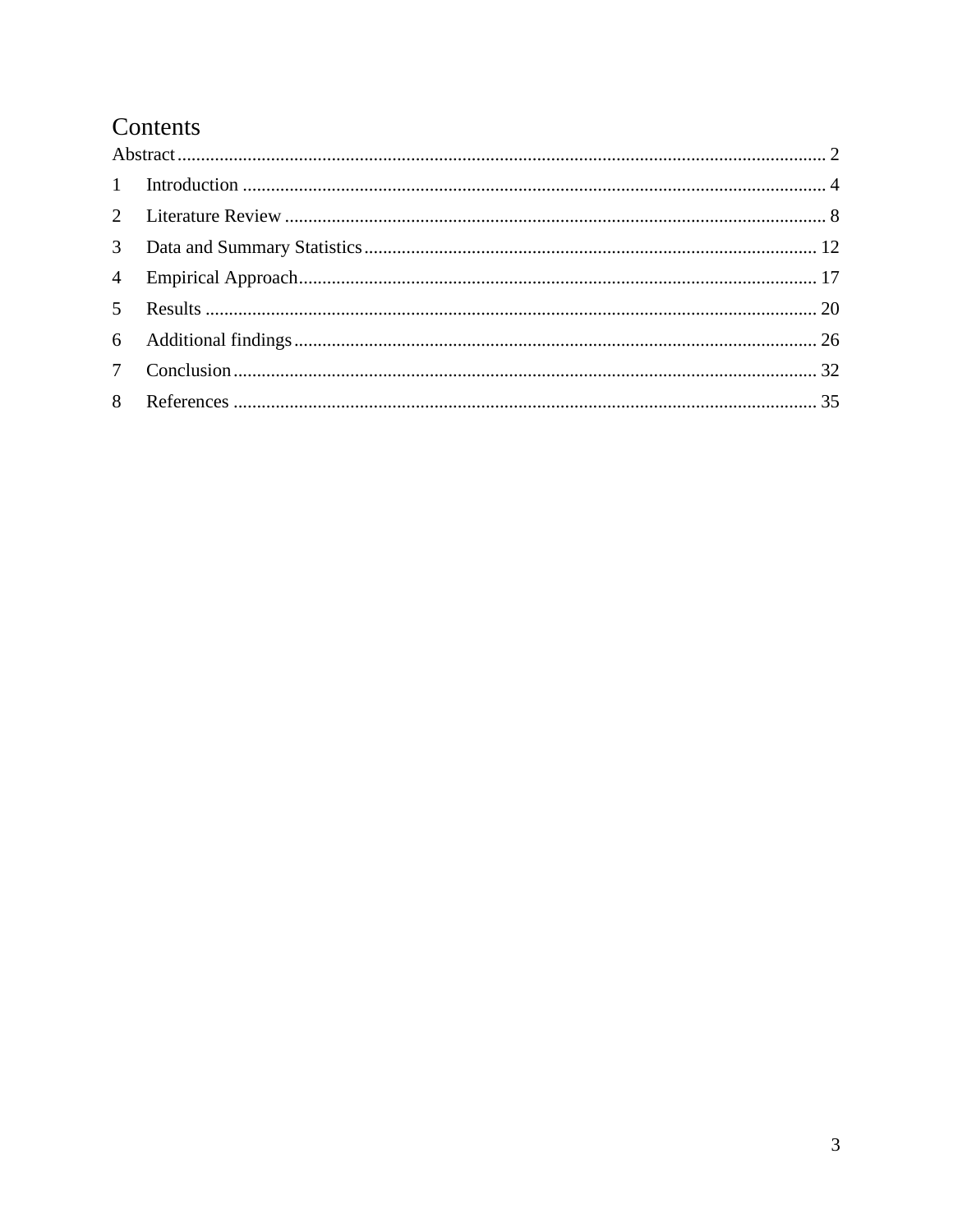# Contents

Abstract.......................................................................................................................................... 2

1 Introduction ........................................................................................................................... 4

2 Literature Review .................................................................................................................. 8

3 Data and Summary Statistics ................................................................................................ 12

4 Empirical Approach.............................................................................................................. 17

5 Results .................................................................................................................................. 20

6 Additional findings ............................................................................................................... 26

7 Conclusion ............................................................................................................................ 32

8 References ............................................................................................................................ 35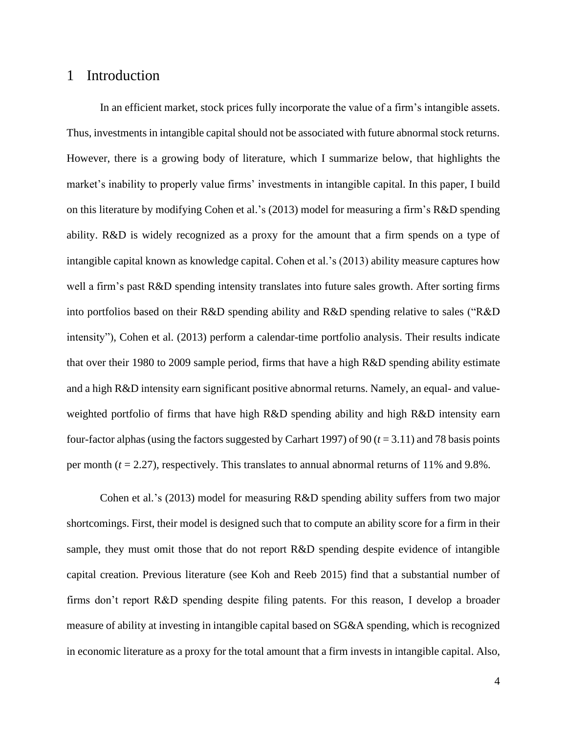# 1 Introduction

In an efficient market, stock prices fully incorporate the value of a firm's intangible assets. Thus, investments in intangible capital should not be associated with future abnormal stock returns. However, there is a growing body of literature, which I summarize below, that highlights the market's inability to properly value firms' investments in intangible capital. In this paper, I build on this literature by modifying Cohen et al.'s (2013) model for measuring a firm's R&D spending ability. R&D is widely recognized as a proxy for the amount that a firm spends on a type of intangible capital known as knowledge capital. Cohen et al.'s (2013) ability measure captures how well a firm's past R&D spending intensity translates into future sales growth. After sorting firms into portfolios based on their R&D spending ability and R&D spending relative to sales ("R&D intensity"), Cohen et al. (2013) perform a calendar-time portfolio analysis. Their results indicate that over their 1980 to 2009 sample period, firms that have a high R&D spending ability estimate and a high R&D intensity earn significant positive abnormal returns. Namely, an equal- and value-weighted portfolio of firms that have high R&D spending ability and high R&D intensity earn four-factor alphas (using the factors suggested by Carhart 1997) of 90 ($t = 3.11$) and 78 basis points per month ($t = 2.27$), respectively. This translates to annual abnormal returns of 11% and 9.8%.

Cohen et al.'s (2013) model for measuring R&D spending ability suffers from two major shortcomings. First, their model is designed such that to compute an ability score for a firm in their sample, they must omit those that do not report R&D spending despite evidence of intangible capital creation. Previous literature (see Koh and Reeb 2015) find that a substantial number of firms don't report R&D spending despite filing patents. For this reason, I develop a broader measure of ability at investing in intangible capital based on SG&A spending, which is recognized in economic literature as a proxy for the total amount that a firm invests in intangible capital. Also,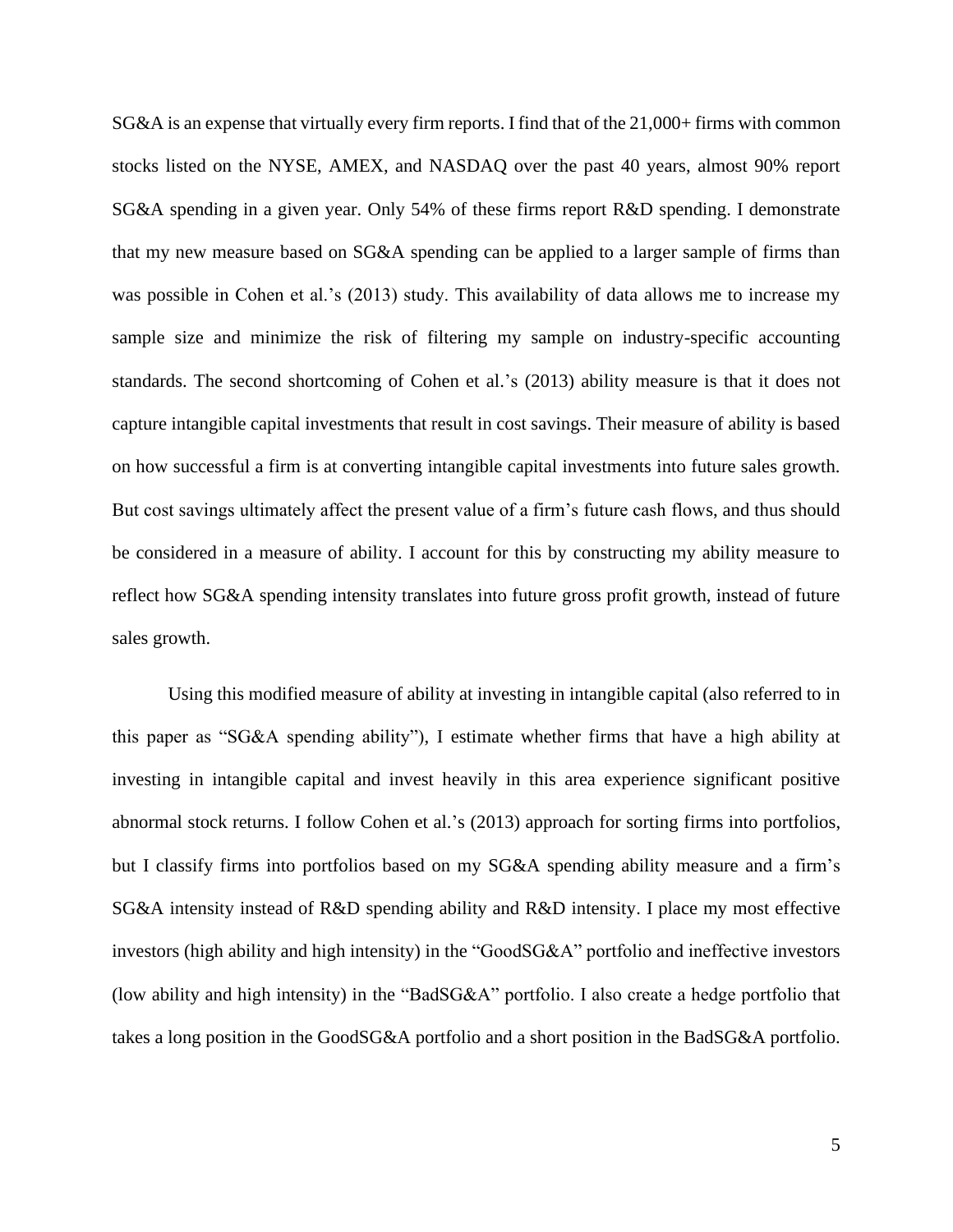SG&A is an expense that virtually every firm reports. I find that of the 21,000+ firms with common stocks listed on the NYSE, AMEX, and NASDAQ over the past 40 years, almost 90% report SG&A spending in a given year. Only 54% of these firms report R&D spending. I demonstrate that my new measure based on SG&A spending can be applied to a larger sample of firms than was possible in Cohen et al.'s (2013) study. This availability of data allows me to increase my sample size and minimize the risk of filtering my sample on industry-specific accounting standards. The second shortcoming of Cohen et al.'s (2013) ability measure is that it does not capture intangible capital investments that result in cost savings. Their measure of ability is based on how successful a firm is at converting intangible capital investments into future sales growth. But cost savings ultimately affect the present value of a firm's future cash flows, and thus should be considered in a measure of ability. I account for this by constructing my ability measure to reflect how SG&A spending intensity translates into future gross profit growth, instead of future sales growth.

Using this modified measure of ability at investing in intangible capital (also referred to in this paper as "SG&A spending ability"), I estimate whether firms that have a high ability at investing in intangible capital and invest heavily in this area experience significant positive abnormal stock returns. I follow Cohen et al.'s (2013) approach for sorting firms into portfolios, but I classify firms into portfolios based on my SG&A spending ability measure and a firm's SG&A intensity instead of R&D spending ability and R&D intensity. I place my most effective investors (high ability and high intensity) in the "GoodSG&A" portfolio and ineffective investors (low ability and high intensity) in the "BadSG&A" portfolio. I also create a hedge portfolio that takes a long position in the GoodSG&A portfolio and a short position in the BadSG&A portfolio.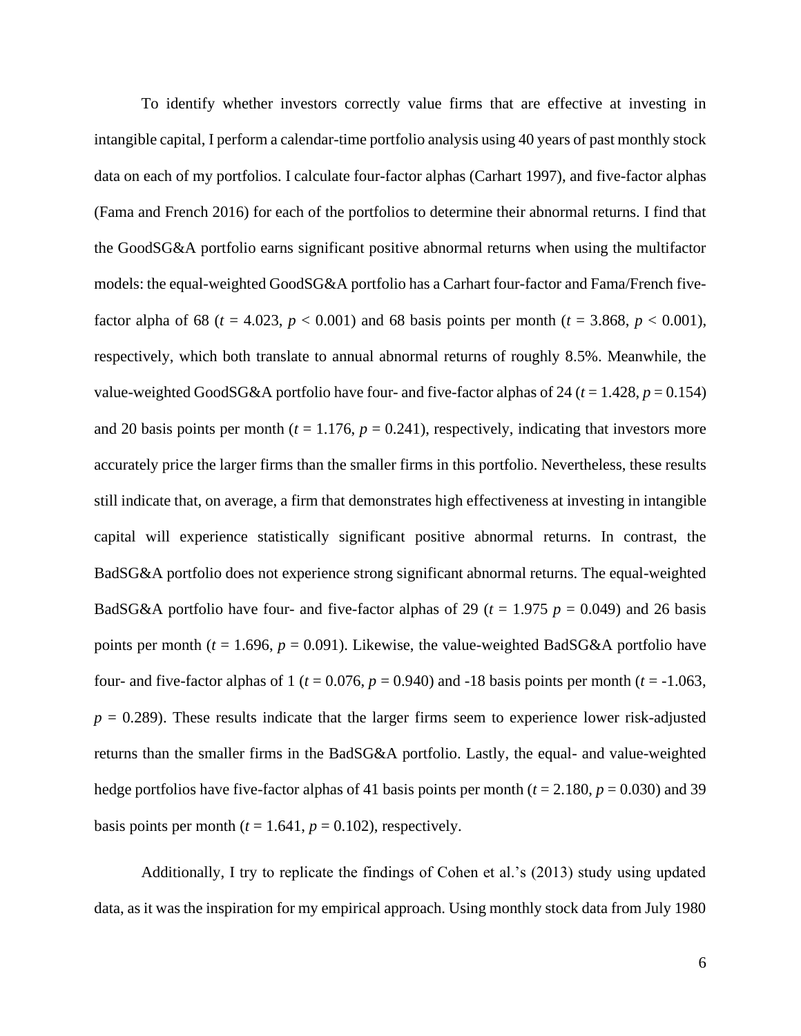To identify whether investors correctly value firms that are effective at investing in intangible capital, I perform a calendar-time portfolio analysis using 40 years of past monthly stock data on each of my portfolios. I calculate four-factor alphas (Carhart 1997), and five-factor alphas (Fama and French 2016) for each of the portfolios to determine their abnormal returns. I find that the GoodSG&A portfolio earns significant positive abnormal returns when using the multifactor models: the equal-weighted GoodSG&A portfolio has a Carhart four-factor and Fama/French five-factor alpha of 68 ($t$ = 4.023, $p$ < 0.001) and 68 basis points per month ($t$ = 3.868, $p$ < 0.001), respectively, which both translate to annual abnormal returns of roughly 8.5%. Meanwhile, the value-weighted GoodSG&A portfolio have four- and five-factor alphas of 24 ($t$ = 1.428, $p$ = 0.154) and 20 basis points per month ($t$ = 1.176, $p$ = 0.241), respectively, indicating that investors more accurately price the larger firms than the smaller firms in this portfolio. Nevertheless, these results still indicate that, on average, a firm that demonstrates high effectiveness at investing in intangible capital will experience statistically significant positive abnormal returns. In contrast, the BadSG&A portfolio does not experience strong significant abnormal returns. The equal-weighted BadSG&A portfolio have four- and five-factor alphas of 29 ($t$ = 1.975 $p$ = 0.049) and 26 basis points per month ($t$ = 1.696, $p$ = 0.091). Likewise, the value-weighted BadSG&A portfolio have four- and five-factor alphas of 1 ($t$ = 0.076, $p$ = 0.940) and -18 basis points per month ($t$ = -1.063, $p$ = 0.289). These results indicate that the larger firms seem to experience lower risk-adjusted returns than the smaller firms in the BadSG&A portfolio. Lastly, the equal- and value-weighted hedge portfolios have five-factor alphas of 41 basis points per month ($t$ = 2.180, $p$ = 0.030) and 39 basis points per month ($t$ = 1.641, $p$ = 0.102), respectively.

Additionally, I try to replicate the findings of Cohen et al.'s (2013) study using updated data, as it was the inspiration for my empirical approach. Using monthly stock data from July 1980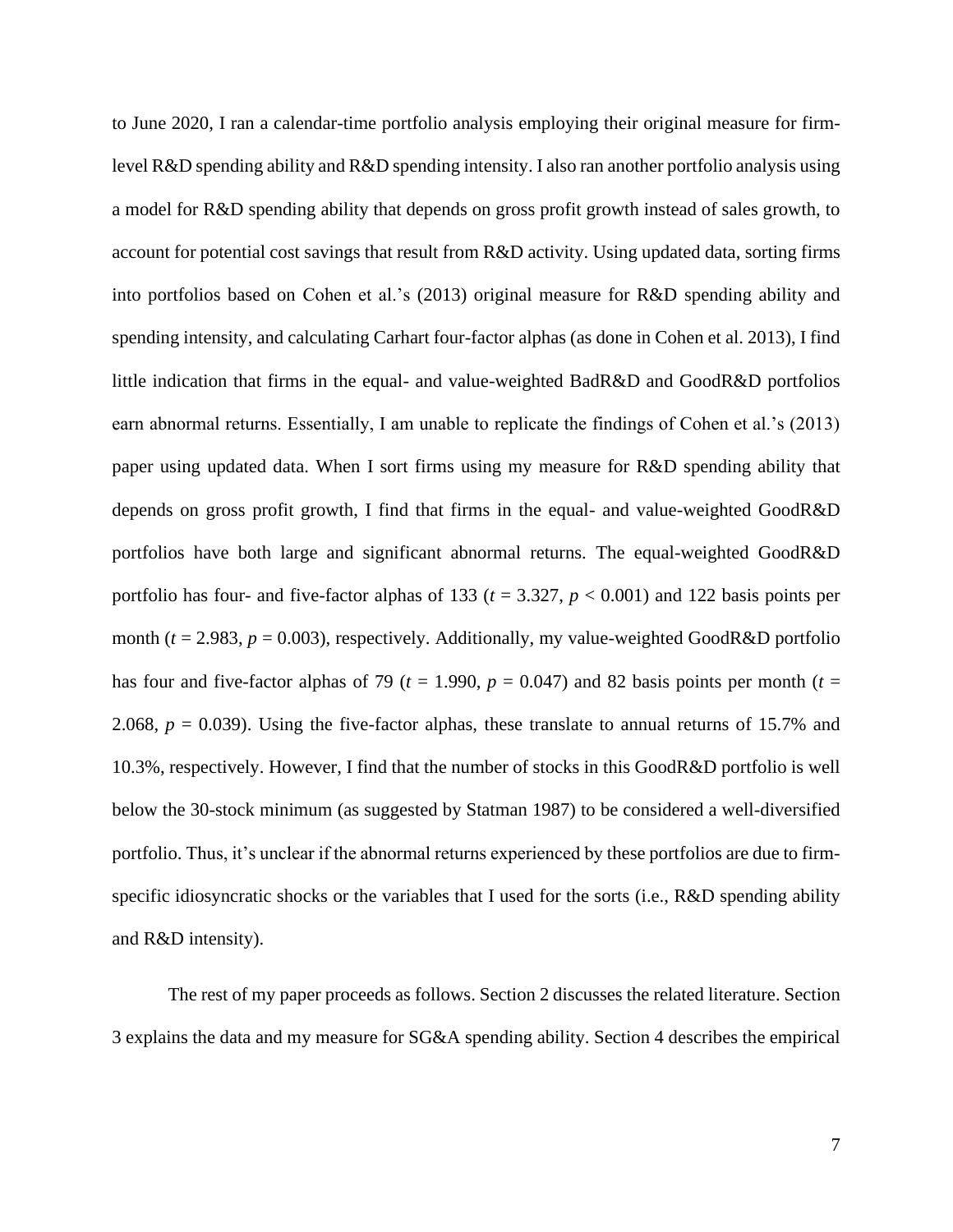to June 2020, I ran a calendar-time portfolio analysis employing their original measure for firm-level R&D spending ability and R&D spending intensity. I also ran another portfolio analysis using a model for R&D spending ability that depends on gross profit growth instead of sales growth, to account for potential cost savings that result from R&D activity. Using updated data, sorting firms into portfolios based on Cohen et al.'s (2013) original measure for R&D spending ability and spending intensity, and calculating Carhart four-factor alphas (as done in Cohen et al. 2013), I find little indication that firms in the equal- and value-weighted BadR&D and GoodR&D portfolios earn abnormal returns. Essentially, I am unable to replicate the findings of Cohen et al.'s (2013) paper using updated data. When I sort firms using my measure for R&D spending ability that depends on gross profit growth, I find that firms in the equal- and value-weighted GoodR&D portfolios have both large and significant abnormal returns. The equal-weighted GoodR&D portfolio has four- and five-factor alphas of 133 ($t$ = 3.327, $p$ < 0.001) and 122 basis points per month ($t$ = 2.983, $p$ = 0.003), respectively. Additionally, my value-weighted GoodR&D portfolio has four and five-factor alphas of 79 ($t$ = 1.990, $p$ = 0.047) and 82 basis points per month ($t$ = 2.068, $p$ = 0.039). Using the five-factor alphas, these translate to annual returns of 15.7% and 10.3%, respectively. However, I find that the number of stocks in this GoodR&D portfolio is well below the 30-stock minimum (as suggested by Statman 1987) to be considered a well-diversified portfolio. Thus, it's unclear if the abnormal returns experienced by these portfolios are due to firm-specific idiosyncratic shocks or the variables that I used for the sorts (i.e., R&D spending ability and R&D intensity).

The rest of my paper proceeds as follows. Section 2 discusses the related literature. Section 3 explains the data and my measure for SG&A spending ability. Section 4 describes the empirical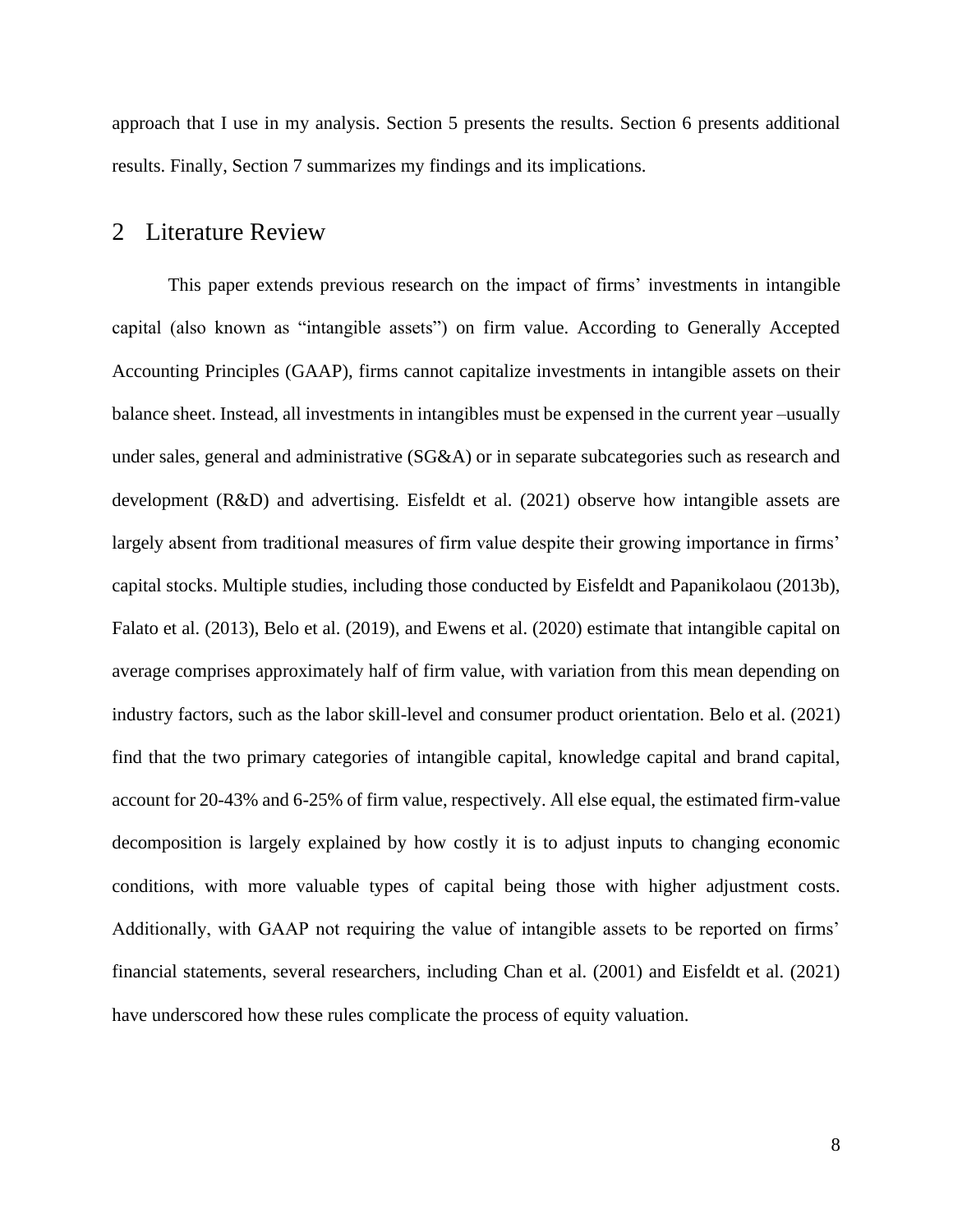approach that I use in my analysis. Section 5 presents the results. Section 6 presents additional results. Finally, Section 7 summarizes my findings and its implications.

## 2 Literature Review

This paper extends previous research on the impact of firms' investments in intangible capital (also known as "intangible assets") on firm value. According to Generally Accepted Accounting Principles (GAAP), firms cannot capitalize investments in intangible assets on their balance sheet. Instead, all investments in intangibles must be expensed in the current year –usually under sales, general and administrative (SG&A) or in separate subcategories such as research and development (R&D) and advertising. Eisfeldt et al. (2021) observe how intangible assets are largely absent from traditional measures of firm value despite their growing importance in firms' capital stocks. Multiple studies, including those conducted by Eisfeldt and Papanikolaou (2013b), Falato et al. (2013), Belo et al. (2019), and Ewens et al. (2020) estimate that intangible capital on average comprises approximately half of firm value, with variation from this mean depending on industry factors, such as the labor skill-level and consumer product orientation. Belo et al. (2021) find that the two primary categories of intangible capital, knowledge capital and brand capital, account for 20-43% and 6-25% of firm value, respectively. All else equal, the estimated firm-value decomposition is largely explained by how costly it is to adjust inputs to changing economic conditions, with more valuable types of capital being those with higher adjustment costs. Additionally, with GAAP not requiring the value of intangible assets to be reported on firms' financial statements, several researchers, including Chan et al. (2001) and Eisfeldt et al. (2021) have underscored how these rules complicate the process of equity valuation.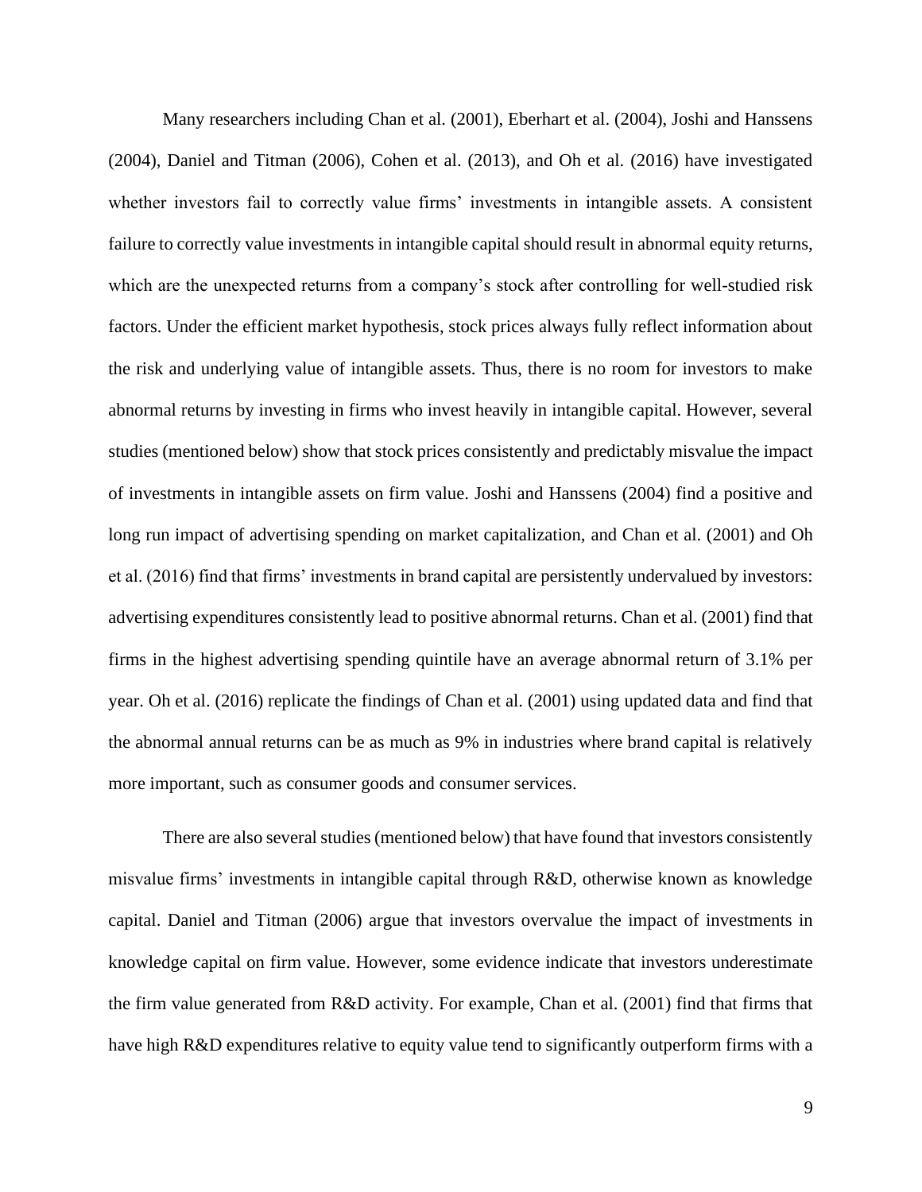Many researchers including Chan et al. (2001), Eberhart et al. (2004), Joshi and Hanssens (2004), Daniel and Titman (2006), Cohen et al. (2013), and Oh et al. (2016) have investigated whether investors fail to correctly value firms' investments in intangible assets. A consistent failure to correctly value investments in intangible capital should result in abnormal equity returns, which are the unexpected returns from a company's stock after controlling for well-studied risk factors. Under the efficient market hypothesis, stock prices always fully reflect information about the risk and underlying value of intangible assets. Thus, there is no room for investors to make abnormal returns by investing in firms who invest heavily in intangible capital. However, several studies (mentioned below) show that stock prices consistently and predictably misvalue the impact of investments in intangible assets on firm value. Joshi and Hanssens (2004) find a positive and long run impact of advertising spending on market capitalization, and Chan et al. (2001) and Oh et al. (2016) find that firms' investments in brand capital are persistently undervalued by investors: advertising expenditures consistently lead to positive abnormal returns. Chan et al. (2001) find that firms in the highest advertising spending quintile have an average abnormal return of 3.1% per year. Oh et al. (2016) replicate the findings of Chan et al. (2001) using updated data and find that the abnormal annual returns can be as much as 9% in industries where brand capital is relatively more important, such as consumer goods and consumer services.

There are also several studies (mentioned below) that have found that investors consistently misvalue firms' investments in intangible capital through R&D, otherwise known as knowledge capital. Daniel and Titman (2006) argue that investors overvalue the impact of investments in knowledge capital on firm value. However, some evidence indicate that investors underestimate the firm value generated from R&D activity. For example, Chan et al. (2001) find that firms that have high R&D expenditures relative to equity value tend to significantly outperform firms with a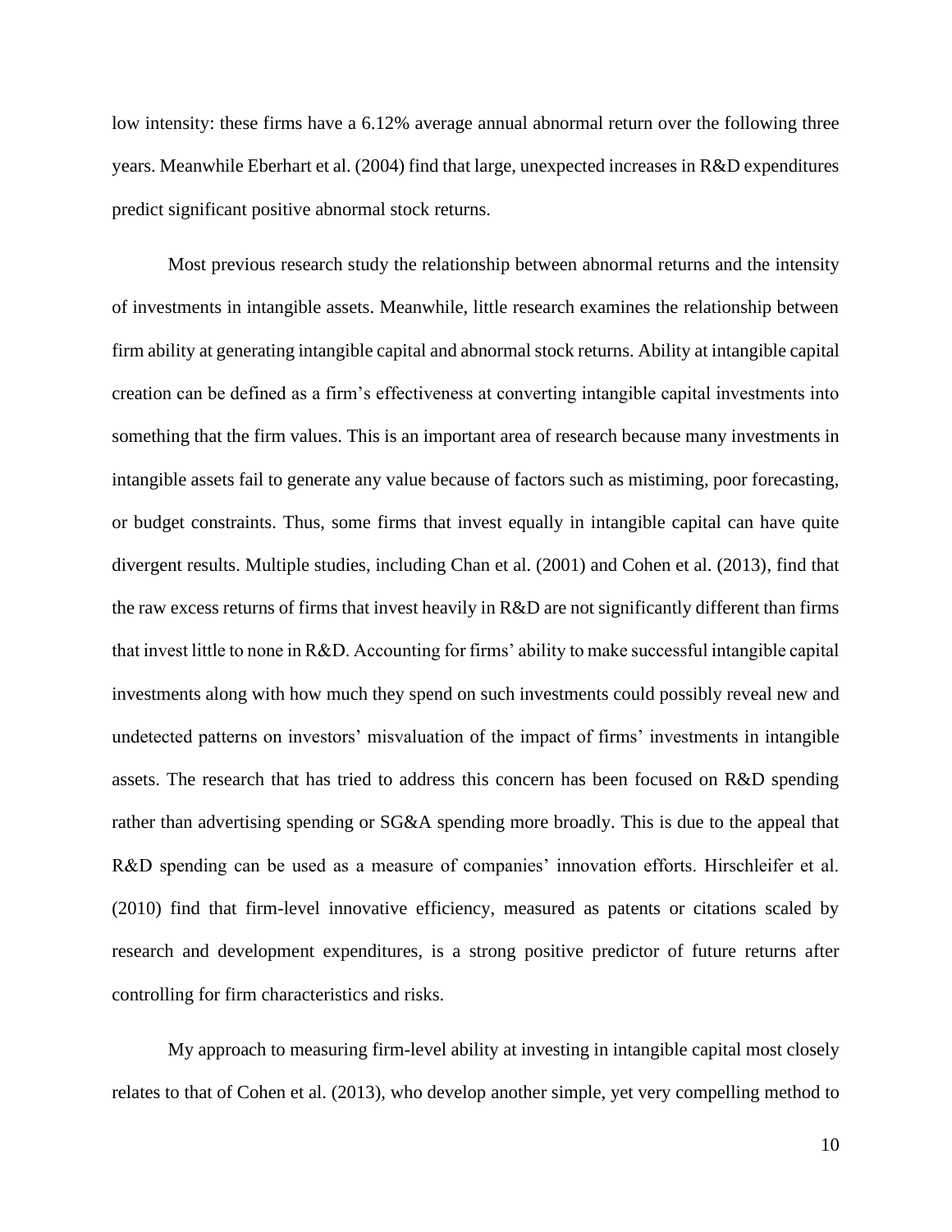low intensity: these firms have a 6.12% average annual abnormal return over the following three years. Meanwhile Eberhart et al. (2004) find that large, unexpected increases in R&D expenditures predict significant positive abnormal stock returns.

Most previous research study the relationship between abnormal returns and the intensity of investments in intangible assets. Meanwhile, little research examines the relationship between firm ability at generating intangible capital and abnormal stock returns. Ability at intangible capital creation can be defined as a firm's effectiveness at converting intangible capital investments into something that the firm values. This is an important area of research because many investments in intangible assets fail to generate any value because of factors such as mistiming, poor forecasting, or budget constraints. Thus, some firms that invest equally in intangible capital can have quite divergent results. Multiple studies, including Chan et al. (2001) and Cohen et al. (2013), find that the raw excess returns of firms that invest heavily in R&D are not significantly different than firms that invest little to none in R&D. Accounting for firms' ability to make successful intangible capital investments along with how much they spend on such investments could possibly reveal new and undetected patterns on investors' misvaluation of the impact of firms' investments in intangible assets. The research that has tried to address this concern has been focused on R&D spending rather than advertising spending or SG&A spending more broadly. This is due to the appeal that R&D spending can be used as a measure of companies' innovation efforts. Hirschleifer et al. (2010) find that firm-level innovative efficiency, measured as patents or citations scaled by research and development expenditures, is a strong positive predictor of future returns after controlling for firm characteristics and risks.

My approach to measuring firm-level ability at investing in intangible capital most closely relates to that of Cohen et al. (2013), who develop another simple, yet very compelling method to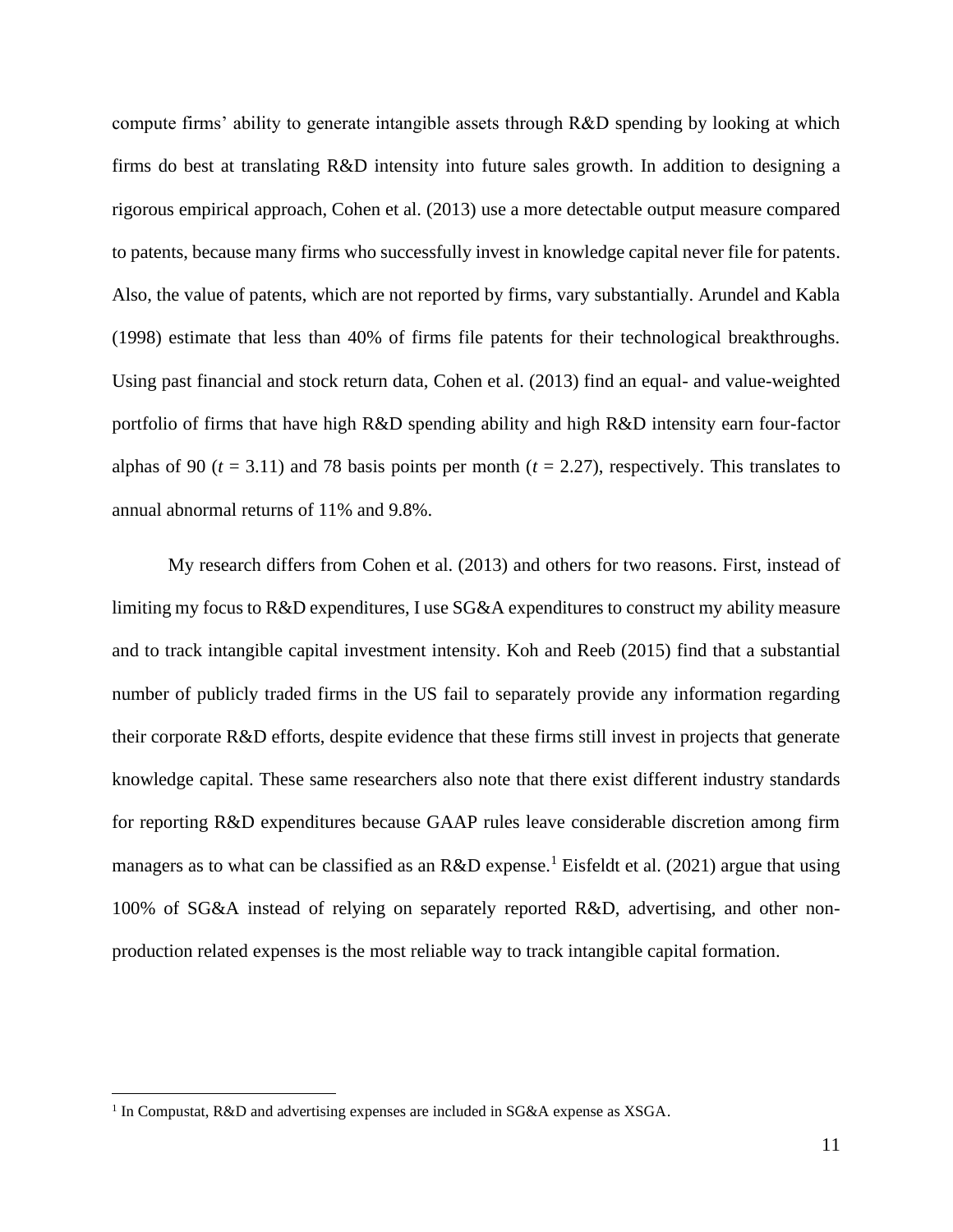compute firms' ability to generate intangible assets through R&D spending by looking at which firms do best at translating R&D intensity into future sales growth. In addition to designing a rigorous empirical approach, Cohen et al. (2013) use a more detectable output measure compared to patents, because many firms who successfully invest in knowledge capital never file for patents. Also, the value of patents, which are not reported by firms, vary substantially. Arundel and Kabla (1998) estimate that less than 40% of firms file patents for their technological breakthroughs. Using past financial and stock return data, Cohen et al. (2013) find an equal- and value-weighted portfolio of firms that have high R&D spending ability and high R&D intensity earn four-factor alphas of 90 ($t$ = 3.11) and 78 basis points per month ($t$ = 2.27), respectively. This translates to annual abnormal returns of 11% and 9.8%.

My research differs from Cohen et al. (2013) and others for two reasons. First, instead of limiting my focus to R&D expenditures, I use SG&A expenditures to construct my ability measure and to track intangible capital investment intensity. Koh and Reeb (2015) find that a substantial number of publicly traded firms in the US fail to separately provide any information regarding their corporate R&D efforts, despite evidence that these firms still invest in projects that generate knowledge capital. These same researchers also note that there exist different industry standards for reporting R&D expenditures because GAAP rules leave considerable discretion among firm managers as to what can be classified as an R&D expense.[1] Eisfeldt et al. (2021) argue that using 100% of SG&A instead of relying on separately reported R&D, advertising, and other non-production related expenses is the most reliable way to track intangible capital formation.

[1] In Compustat, R&D and advertising expenses are included in SG&A expense as XSGA.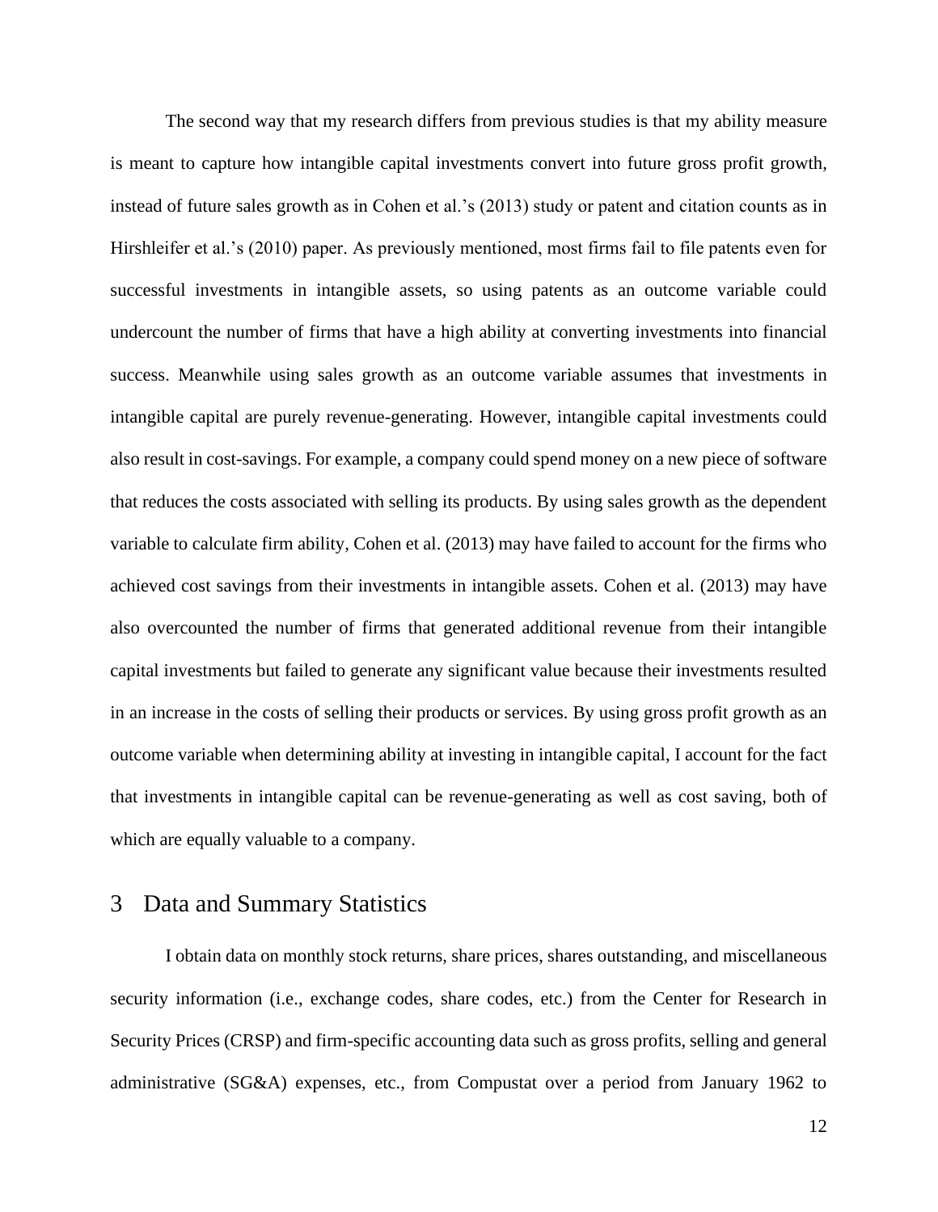The second way that my research differs from previous studies is that my ability measure is meant to capture how intangible capital investments convert into future gross profit growth, instead of future sales growth as in Cohen et al.'s (2013) study or patent and citation counts as in Hirshleifer et al.'s (2010) paper. As previously mentioned, most firms fail to file patents even for successful investments in intangible assets, so using patents as an outcome variable could undercount the number of firms that have a high ability at converting investments into financial success. Meanwhile using sales growth as an outcome variable assumes that investments in intangible capital are purely revenue-generating. However, intangible capital investments could also result in cost-savings. For example, a company could spend money on a new piece of software that reduces the costs associated with selling its products. By using sales growth as the dependent variable to calculate firm ability, Cohen et al. (2013) may have failed to account for the firms who achieved cost savings from their investments in intangible assets. Cohen et al. (2013) may have also overcounted the number of firms that generated additional revenue from their intangible capital investments but failed to generate any significant value because their investments resulted in an increase in the costs of selling their products or services. By using gross profit growth as an outcome variable when determining ability at investing in intangible capital, I account for the fact that investments in intangible capital can be revenue-generating as well as cost saving, both of which are equally valuable to a company.

# 3 Data and Summary Statistics

I obtain data on monthly stock returns, share prices, shares outstanding, and miscellaneous security information (i.e., exchange codes, share codes, etc.) from the Center for Research in Security Prices (CRSP) and firm-specific accounting data such as gross profits, selling and general administrative (SG&A) expenses, etc., from Compustat over a period from January 1962 to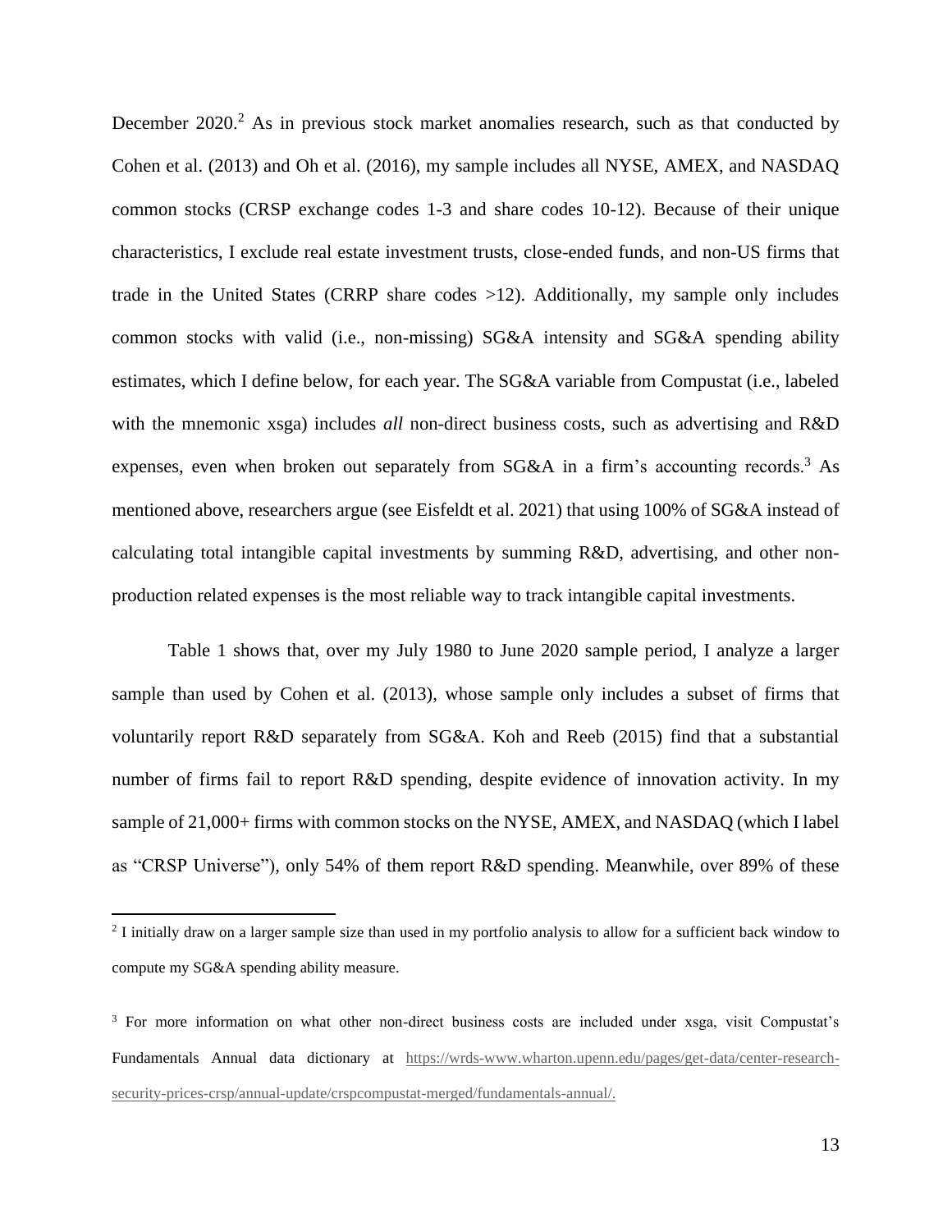December 2020.[2] As in previous stock market anomalies research, such as that conducted by Cohen et al. (2013) and Oh et al. (2016), my sample includes all NYSE, AMEX, and NASDAQ common stocks (CRSP exchange codes 1-3 and share codes 10-12). Because of their unique characteristics, I exclude real estate investment trusts, close-ended funds, and non-US firms that trade in the United States (CRRP share codes >12). Additionally, my sample only includes common stocks with valid (i.e., non-missing) SG&A intensity and SG&A spending ability estimates, which I define below, for each year. The SG&A variable from Compustat (i.e., labeled with the mnemonic xsga) includes *all* non-direct business costs, such as advertising and R&D expenses, even when broken out separately from SG&A in a firm's accounting records.[3] As mentioned above, researchers argue (see Eisfeldt et al. 2021) that using 100% of SG&A instead of calculating total intangible capital investments by summing R&D, advertising, and other non-production related expenses is the most reliable way to track intangible capital investments.

Table 1 shows that, over my July 1980 to June 2020 sample period, I analyze a larger sample than used by Cohen et al. (2013), whose sample only includes a subset of firms that voluntarily report R&D separately from SG&A. Koh and Reeb (2015) find that a substantial number of firms fail to report R&D spending, despite evidence of innovation activity. In my sample of 21,000+ firms with common stocks on the NYSE, AMEX, and NASDAQ (which I label as "CRSP Universe"), only 54% of them report R&D spending. Meanwhile, over 89% of these

---

[2] I initially draw on a larger sample size than used in my portfolio analysis to allow for a sufficient back window to compute my SG&A spending ability measure.

[3] For more information on what other non-direct business costs are included under xsga, visit Compustat's Fundamentals Annual data dictionary at https://wrds-www.wharton.upenn.edu/pages/get-data/center-research-security-prices-crsp/annual-update/crspcompustat-merged/fundamentals-annual/.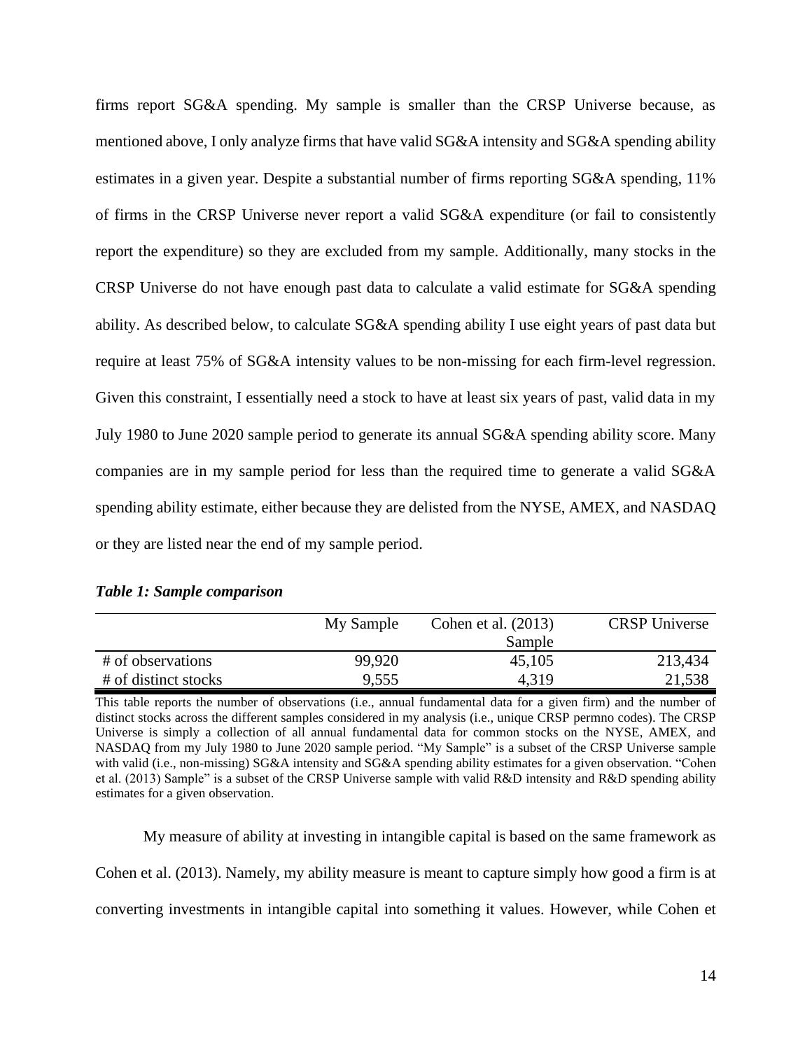firms report SG&A spending. My sample is smaller than the CRSP Universe because, as mentioned above, I only analyze firms that have valid SG&A intensity and SG&A spending ability estimates in a given year. Despite a substantial number of firms reporting SG&A spending, 11% of firms in the CRSP Universe never report a valid SG&A expenditure (or fail to consistently report the expenditure) so they are excluded from my sample. Additionally, many stocks in the CRSP Universe do not have enough past data to calculate a valid estimate for SG&A spending ability. As described below, to calculate SG&A spending ability I use eight years of past data but require at least 75% of SG&A intensity values to be non-missing for each firm-level regression. Given this constraint, I essentially need a stock to have at least six years of past, valid data in my July 1980 to June 2020 sample period to generate its annual SG&A spending ability score. Many companies are in my sample period for less than the required time to generate a valid SG&A spending ability estimate, either because they are delisted from the NYSE, AMEX, and NASDAQ or they are listed near the end of my sample period.

***Table 1: Sample comparison***

| | My Sample | Cohen et al. (2013) Sample | CRSP Universe |
|---|---:|---:|---:|
| # of observations | 99,920 | 45,105 | 213,434 |
| # of distinct stocks | 9,555 | 4,319 | 21,538 |

This table reports the number of observations (i.e., annual fundamental data for a given firm) and the number of distinct stocks across the different samples considered in my analysis (i.e., unique CRSP permno codes). The CRSP Universe is simply a collection of all annual fundamental data for common stocks on the NYSE, AMEX, and NASDAQ from my July 1980 to June 2020 sample period. "My Sample" is a subset of the CRSP Universe sample with valid (i.e., non-missing) SG&A intensity and SG&A spending ability estimates for a given observation. "Cohen et al. (2013) Sample" is a subset of the CRSP Universe sample with valid R&D intensity and R&D spending ability estimates for a given observation.

My measure of ability at investing in intangible capital is based on the same framework as Cohen et al. (2013). Namely, my ability measure is meant to capture simply how good a firm is at converting investments in intangible capital into something it values. However, while Cohen et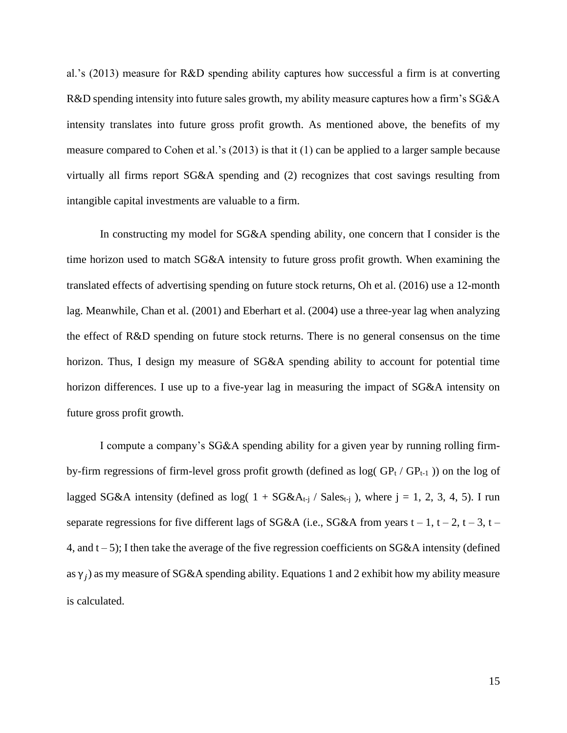al.'s (2013) measure for R&D spending ability captures how successful a firm is at converting R&D spending intensity into future sales growth, my ability measure captures how a firm's SG&A intensity translates into future gross profit growth. As mentioned above, the benefits of my measure compared to Cohen et al.'s (2013) is that it (1) can be applied to a larger sample because virtually all firms report SG&A spending and (2) recognizes that cost savings resulting from intangible capital investments are valuable to a firm.

In constructing my model for SG&A spending ability, one concern that I consider is the time horizon used to match SG&A intensity to future gross profit growth. When examining the translated effects of advertising spending on future stock returns, Oh et al. (2016) use a 12-month lag. Meanwhile, Chan et al. (2001) and Eberhart et al. (2004) use a three-year lag when analyzing the effect of R&D spending on future stock returns. There is no general consensus on the time horizon. Thus, I design my measure of SG&A spending ability to account for potential time horizon differences. I use up to a five-year lag in measuring the impact of SG&A intensity on future gross profit growth.

I compute a company's SG&A spending ability for a given year by running rolling firm-by-firm regressions of firm-level gross profit growth (defined as $\log( GP_t / GP_{t-1} )$) on the log of lagged SG&A intensity (defined as $\log( 1 + SG\&A_{t-j} / Sales_{t-j} )$, where $j = 1, 2, 3, 4, 5$). I run separate regressions for five different lags of SG&A (i.e., SG&A from years $t - 1$, $t - 2$, $t - 3$, $t - 4$, and $t - 5$); I then take the average of the five regression coefficients on SG&A intensity (defined as $\gamma_j$) as my measure of SG&A spending ability. Equations 1 and 2 exhibit how my ability measure is calculated.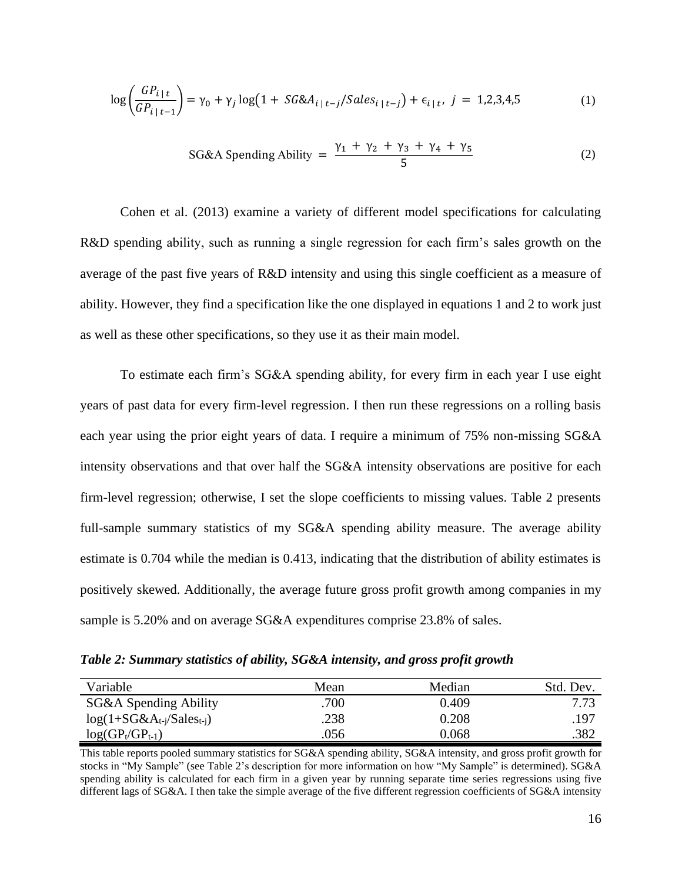$$\log\left(\frac{GP_{i\,|\,t}}{GP_{i\,|\,t-1}}\right) = \gamma_0 + \gamma_j \log\left(1 + SG\&A_{i\,|\,t-j}/Sales_{i\,|\,t-j}\right) + \epsilon_{i\,|\,t},\ j = 1,2,3,4,5 \tag{1}$$

$$\text{SG\&A Spending Ability} = \frac{\gamma_1 + \gamma_2 + \gamma_3 + \gamma_4 + \gamma_5}{5} \tag{2}$$

Cohen et al. (2013) examine a variety of different model specifications for calculating R&D spending ability, such as running a single regression for each firm's sales growth on the average of the past five years of R&D intensity and using this single coefficient as a measure of ability. However, they find a specification like the one displayed in equations 1 and 2 to work just as well as these other specifications, so they use it as their main model.

To estimate each firm's SG&A spending ability, for every firm in each year I use eight years of past data for every firm-level regression. I then run these regressions on a rolling basis each year using the prior eight years of data. I require a minimum of 75% non-missing SG&A intensity observations and that over half the SG&A intensity observations are positive for each firm-level regression; otherwise, I set the slope coefficients to missing values. Table 2 presents full-sample summary statistics of my SG&A spending ability measure. The average ability estimate is 0.704 while the median is 0.413, indicating that the distribution of ability estimates is positively skewed. Additionally, the average future gross profit growth among companies in my sample is 5.20% and on average SG&A expenditures comprise 23.8% of sales.

***Table 2: Summary statistics of ability, SG&A intensity, and gross profit growth***

| Variable | Mean | Median | Std. Dev. |
|---|---|---|---|
| SG&A Spending Ability | .700 | 0.409 | 7.73 |
| $\log(1+SG\&A_{t-j}/Sales_{t-j})$ | .238 | 0.208 | .197 |
| $\log(GP_t/GP_{t-1})$ | .056 | 0.068 | .382 |

This table reports pooled summary statistics for SG&A spending ability, SG&A intensity, and gross profit growth for stocks in "My Sample" (see Table 2's description for more information on how "My Sample" is determined). SG&A spending ability is calculated for each firm in a given year by running separate time series regressions using five different lags of SG&A. I then take the simple average of the five different regression coefficients of SG&A intensity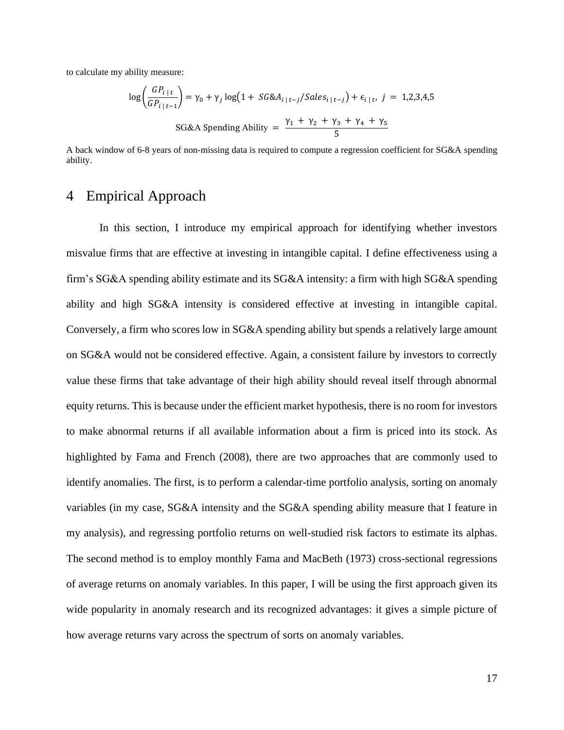to calculate my ability measure:

$$\log\left(\frac{GP_{i\,|\,t}}{GP_{i\,|\,t-1}}\right) = \gamma_0 + \gamma_j \log\left(1 + \; SG\&A_{i\,|\,t-j}/Sales_{i\,|\,t-j}\right) + \epsilon_{i\,|\,t}, \; j \; = \; 1,2,3,4,5$$

$$\text{SG\&A Spending Ability} \; = \; \frac{\gamma_1 \; + \; \gamma_2 \; + \; \gamma_3 \; + \; \gamma_4 \; + \; \gamma_5}{5}$$

A back window of 6-8 years of non-missing data is required to compute a regression coefficient for SG&A spending ability.

# 4 Empirical Approach

In this section, I introduce my empirical approach for identifying whether investors misvalue firms that are effective at investing in intangible capital. I define effectiveness using a firm's SG&A spending ability estimate and its SG&A intensity: a firm with high SG&A spending ability and high SG&A intensity is considered effective at investing in intangible capital. Conversely, a firm who scores low in SG&A spending ability but spends a relatively large amount on SG&A would not be considered effective. Again, a consistent failure by investors to correctly value these firms that take advantage of their high ability should reveal itself through abnormal equity returns. This is because under the efficient market hypothesis, there is no room for investors to make abnormal returns if all available information about a firm is priced into its stock. As highlighted by Fama and French (2008), there are two approaches that are commonly used to identify anomalies. The first, is to perform a calendar-time portfolio analysis, sorting on anomaly variables (in my case, SG&A intensity and the SG&A spending ability measure that I feature in my analysis), and regressing portfolio returns on well-studied risk factors to estimate its alphas. The second method is to employ monthly Fama and MacBeth (1973) cross-sectional regressions of average returns on anomaly variables. In this paper, I will be using the first approach given its wide popularity in anomaly research and its recognized advantages: it gives a simple picture of how average returns vary across the spectrum of sorts on anomaly variables.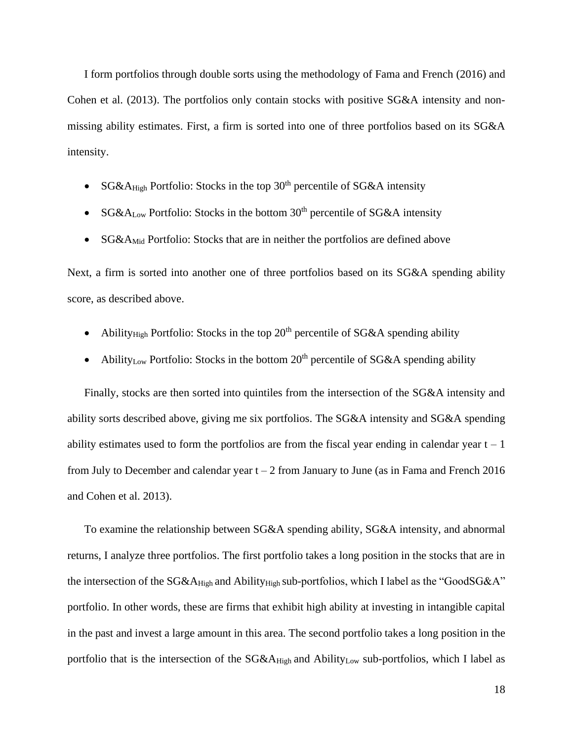I form portfolios through double sorts using the methodology of Fama and French (2016) and Cohen et al. (2013). The portfolios only contain stocks with positive SG&A intensity and non-missing ability estimates. First, a firm is sorted into one of three portfolios based on its SG&A intensity.

- $\text{SG\&A}_{\text{High}}$ Portfolio: Stocks in the top $30^{\text{th}}$ percentile of SG&A intensity
- $\text{SG\&A}_{\text{Low}}$ Portfolio: Stocks in the bottom $30^{\text{th}}$ percentile of SG&A intensity
- $\text{SG\&A}_{\text{Mid}}$ Portfolio: Stocks that are in neither the portfolios are defined above

Next, a firm is sorted into another one of three portfolios based on its SG&A spending ability score, as described above.

- $\text{Ability}_{\text{High}}$ Portfolio: Stocks in the top $20^{\text{th}}$ percentile of SG&A spending ability
- $\text{Ability}_{\text{Low}}$ Portfolio: Stocks in the bottom $20^{\text{th}}$ percentile of SG&A spending ability

Finally, stocks are then sorted into quintiles from the intersection of the SG&A intensity and ability sorts described above, giving me six portfolios. The SG&A intensity and SG&A spending ability estimates used to form the portfolios are from the fiscal year ending in calendar year $t - 1$ from July to December and calendar year $t - 2$ from January to June (as in Fama and French 2016 and Cohen et al. 2013).

To examine the relationship between SG&A spending ability, SG&A intensity, and abnormal returns, I analyze three portfolios. The first portfolio takes a long position in the stocks that are in the intersection of the $\text{SG\&A}_{\text{High}}$ and $\text{Ability}_{\text{High}}$ sub-portfolios, which I label as the "GoodSG&A" portfolio. In other words, these are firms that exhibit high ability at investing in intangible capital in the past and invest a large amount in this area. The second portfolio takes a long position in the portfolio that is the intersection of the $\text{SG\&A}_{\text{High}}$ and $\text{Ability}_{\text{Low}}$ sub-portfolios, which I label as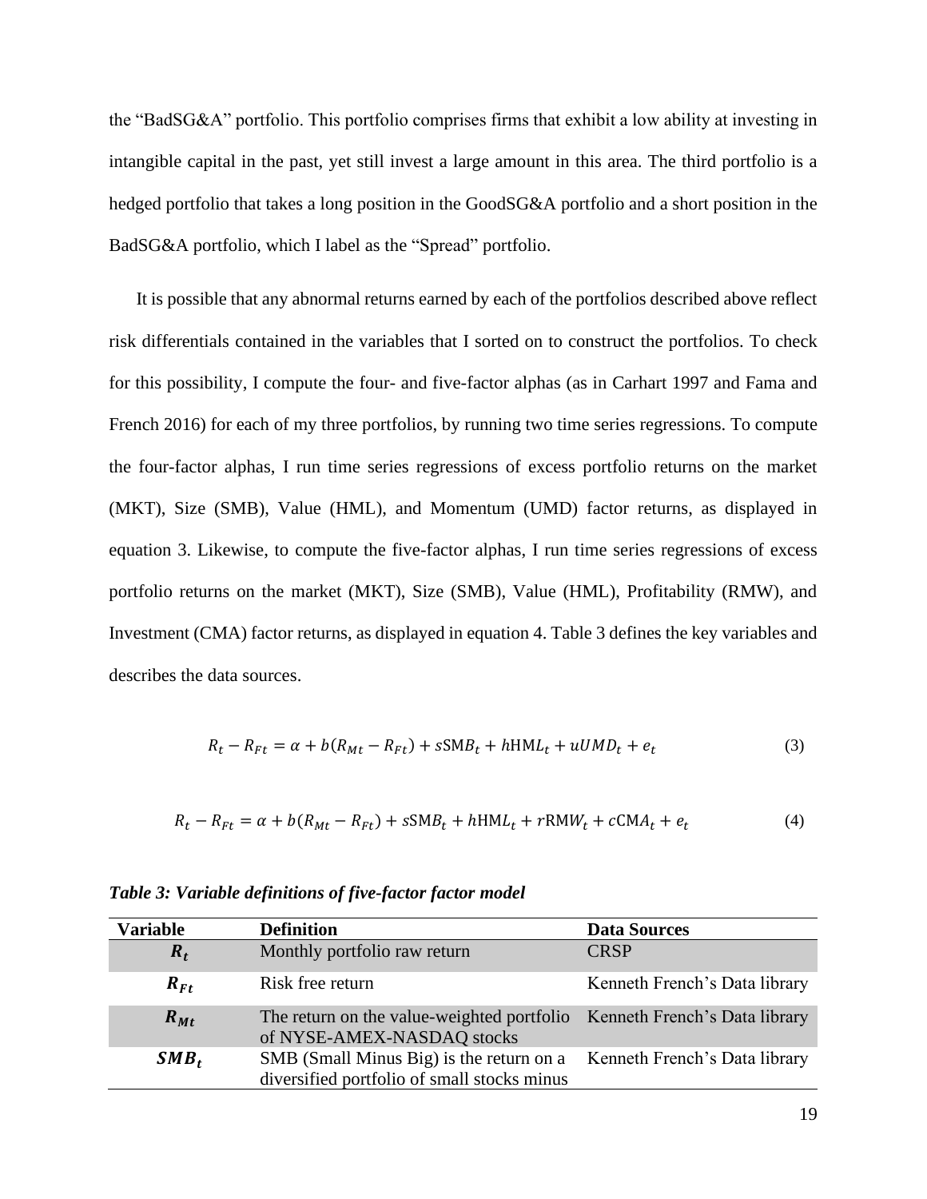the “BadSG&A” portfolio. This portfolio comprises firms that exhibit a low ability at investing in intangible capital in the past, yet still invest a large amount in this area. The third portfolio is a hedged portfolio that takes a long position in the GoodSG&A portfolio and a short position in the BadSG&A portfolio, which I label as the “Spread” portfolio.

It is possible that any abnormal returns earned by each of the portfolios described above reflect risk differentials contained in the variables that I sorted on to construct the portfolios. To check for this possibility, I compute the four- and five-factor alphas (as in Carhart 1997 and Fama and French 2016) for each of my three portfolios, by running two time series regressions. To compute the four-factor alphas, I run time series regressions of excess portfolio returns on the market (MKT), Size (SMB), Value (HML), and Momentum (UMD) factor returns, as displayed in equation 3. Likewise, to compute the five-factor alphas, I run time series regressions of excess portfolio returns on the market (MKT), Size (SMB), Value (HML), Profitability (RMW), and Investment (CMA) factor returns, as displayed in equation 4. Table 3 defines the key variables and describes the data sources.

$$R_t - R_{Ft} = \alpha + b(R_{Mt} - R_{Ft}) + s\text{SMB}_t + h\text{HML}_t + uUMD_t + e_t \tag{3}$$

$$R_t - R_{Ft} = \alpha + b(R_{Mt} - R_{Ft}) + s\text{SMB}_t + h\text{HML}_t + r\text{RMW}_t + c\text{CMA}_t + e_t \tag{4}$$

***Table 3: Variable definitions of five-factor factor model***

| Variable | Definition | Data Sources |
|---|---|---|
| $R_t$ | Monthly portfolio raw return | CRSP |
| $R_{Ft}$ | Risk free return | Kenneth French’s Data library |
| $R_{Mt}$ | The return on the value-weighted portfolio of NYSE-AMEX-NASDAQ stocks | Kenneth French’s Data library |
| $SMB_t$ | SMB (Small Minus Big) is the return on a diversified portfolio of small stocks minus | Kenneth French’s Data library |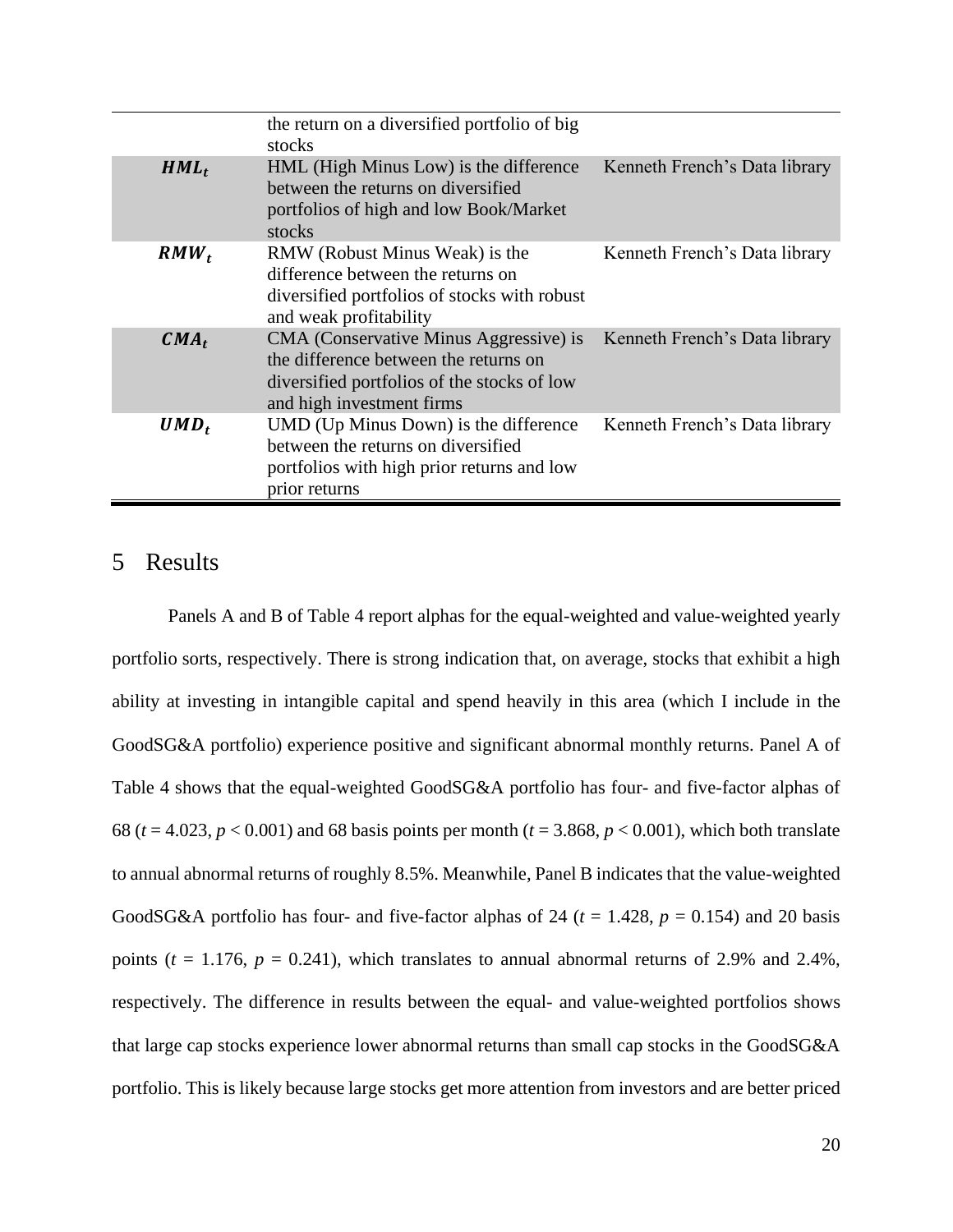| | | |
|---|---|---|
| | the return on a diversified portfolio of big stocks | |
| $HML_t$ | HML (High Minus Low) is the difference between the returns on diversified portfolios of high and low Book/Market stocks | Kenneth French's Data library |
| $RMW_t$ | RMW (Robust Minus Weak) is the difference between the returns on diversified portfolios of stocks with robust and weak profitability | Kenneth French's Data library |
| $CMA_t$ | CMA (Conservative Minus Aggressive) is the difference between the returns on diversified portfolios of the stocks of low and high investment firms | Kenneth French's Data library |
| $UMD_t$ | UMD (Up Minus Down) is the difference between the returns on diversified portfolios with high prior returns and low prior returns | Kenneth French's Data library |

# 5 Results

Panels A and B of Table 4 report alphas for the equal-weighted and value-weighted yearly portfolio sorts, respectively. There is strong indication that, on average, stocks that exhibit a high ability at investing in intangible capital and spend heavily in this area (which I include in the GoodSG&A portfolio) experience positive and significant abnormal monthly returns. Panel A of Table 4 shows that the equal-weighted GoodSG&A portfolio has four- and five-factor alphas of 68 ($t = 4.023$, $p < 0.001$) and 68 basis points per month ($t = 3.868$, $p < 0.001$), which both translate to annual abnormal returns of roughly 8.5%. Meanwhile, Panel B indicates that the value-weighted GoodSG&A portfolio has four- and five-factor alphas of 24 ($t = 1.428$, $p = 0.154$) and 20 basis points ($t = 1.176$, $p = 0.241$), which translates to annual abnormal returns of 2.9% and 2.4%, respectively. The difference in results between the equal- and value-weighted portfolios shows that large cap stocks experience lower abnormal returns than small cap stocks in the GoodSG&A portfolio. This is likely because large stocks get more attention from investors and are better priced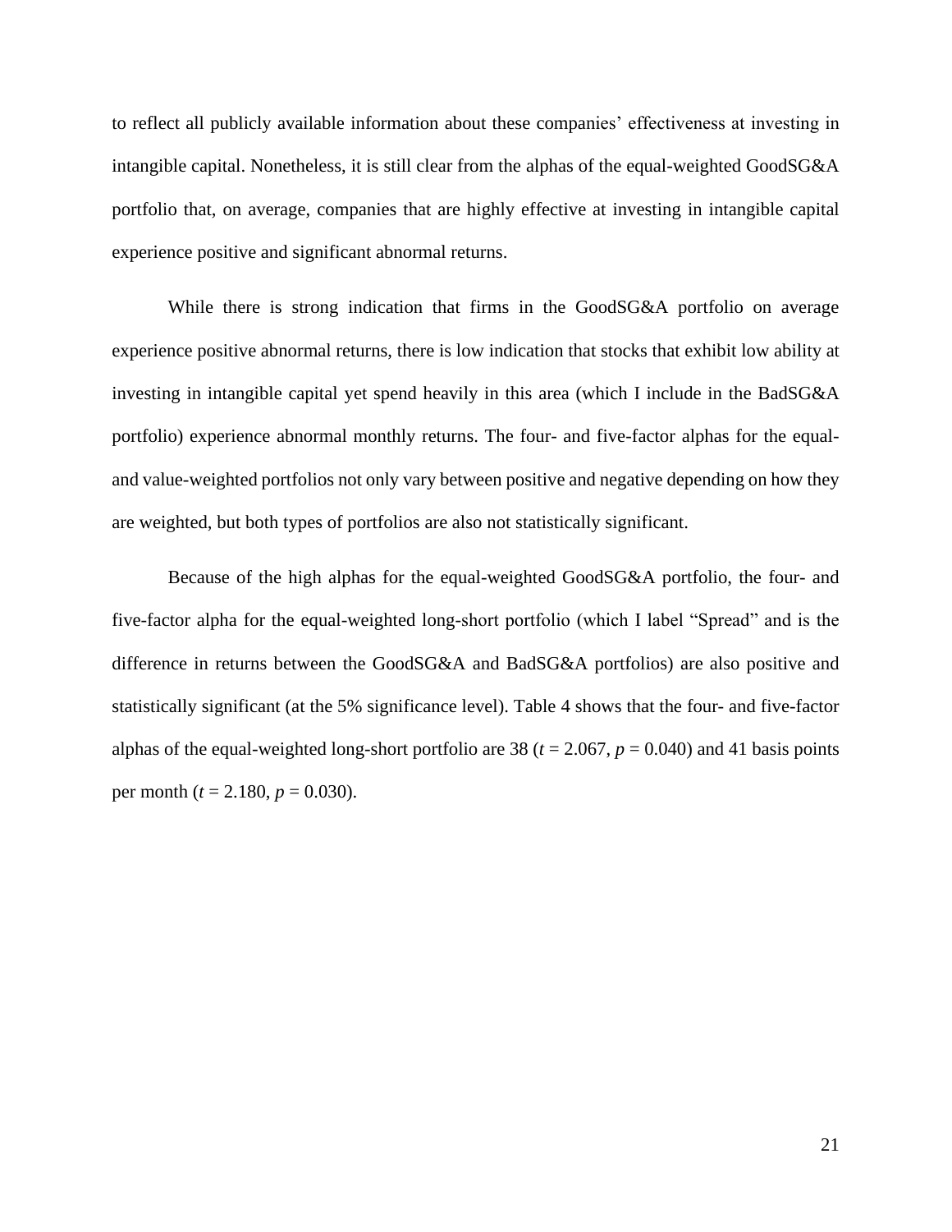to reflect all publicly available information about these companies' effectiveness at investing in intangible capital. Nonetheless, it is still clear from the alphas of the equal-weighted GoodSG&A portfolio that, on average, companies that are highly effective at investing in intangible capital experience positive and significant abnormal returns.

While there is strong indication that firms in the GoodSG&A portfolio on average experience positive abnormal returns, there is low indication that stocks that exhibit low ability at investing in intangible capital yet spend heavily in this area (which I include in the BadSG&A portfolio) experience abnormal monthly returns. The four- and five-factor alphas for the equal- and value-weighted portfolios not only vary between positive and negative depending on how they are weighted, but both types of portfolios are also not statistically significant.

Because of the high alphas for the equal-weighted GoodSG&A portfolio, the four- and five-factor alpha for the equal-weighted long-short portfolio (which I label "Spread" and is the difference in returns between the GoodSG&A and BadSG&A portfolios) are also positive and statistically significant (at the 5% significance level). Table 4 shows that the four- and five-factor alphas of the equal-weighted long-short portfolio are 38 ($t = 2.067$, $p = 0.040$) and 41 basis points per month ($t = 2.180$, $p = 0.030$).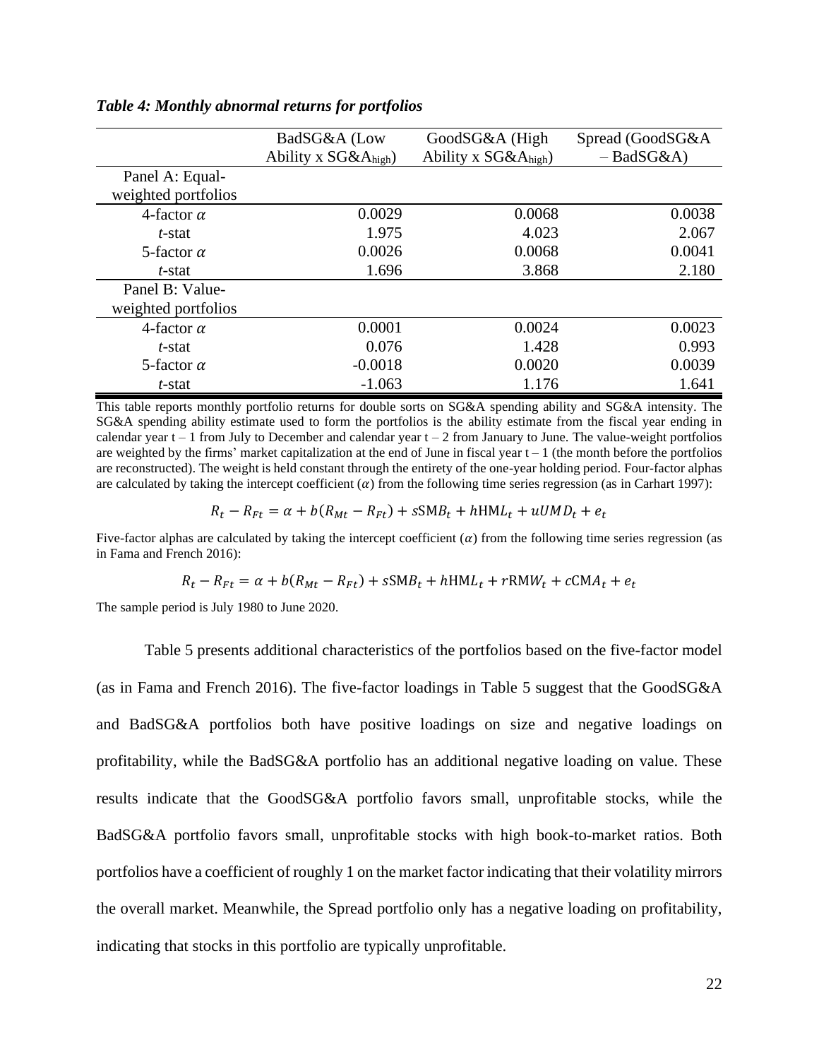***Table 4: Monthly abnormal returns for portfolios***

| | BadSG&A (Low Ability x $SG\&A_{high}$) | GoodSG&A (High Ability x $SG\&A_{high}$) | Spread (GoodSG&A – BadSG&A) |
|---|---|---|---|
| Panel A: Equal-weighted portfolios | | | |
| 4-factor $\alpha$ | 0.0029 | 0.0068 | 0.0038 |
| *t*-stat | 1.975 | 4.023 | 2.067 |
| 5-factor $\alpha$ | 0.0026 | 0.0068 | 0.0041 |
| *t*-stat | 1.696 | 3.868 | 2.180 |
| Panel B: Value-weighted portfolios | | | |
| 4-factor $\alpha$ | 0.0001 | 0.0024 | 0.0023 |
| *t*-stat | 0.076 | 1.428 | 0.993 |
| 5-factor $\alpha$ | -0.0018 | 0.0020 | 0.0039 |
| *t*-stat | -1.063 | 1.176 | 1.641 |

This table reports monthly portfolio returns for double sorts on SG&A spending ability and SG&A intensity. The SG&A spending ability estimate used to form the portfolios is the ability estimate from the fiscal year ending in calendar year t – 1 from July to December and calendar year t – 2 from January to June. The value-weight portfolios are weighted by the firms' market capitalization at the end of June in fiscal year t – 1 (the month before the portfolios are reconstructed). The weight is held constant through the entirety of the one-year holding period. Four-factor alphas are calculated by taking the intercept coefficient ($\alpha$) from the following time series regression (as in Carhart 1997):

$$R_t - R_{Ft} = \alpha + b(R_{Mt} - R_{Ft}) + s\text{SMB}_t + h\text{HML}_t + uUMD_t + e_t$$

Five-factor alphas are calculated by taking the intercept coefficient ($\alpha$) from the following time series regression (as in Fama and French 2016):

$$R_t - R_{Ft} = \alpha + b(R_{Mt} - R_{Ft}) + s\text{SMB}_t + h\text{HML}_t + r\text{RMW}_t + c\text{CMA}_t + e_t$$

The sample period is July 1980 to June 2020.

Table 5 presents additional characteristics of the portfolios based on the five-factor model (as in Fama and French 2016). The five-factor loadings in Table 5 suggest that the GoodSG&A and BadSG&A portfolios both have positive loadings on size and negative loadings on profitability, while the BadSG&A portfolio has an additional negative loading on value. These results indicate that the GoodSG&A portfolio favors small, unprofitable stocks, while the BadSG&A portfolio favors small, unprofitable stocks with high book-to-market ratios. Both portfolios have a coefficient of roughly 1 on the market factor indicating that their volatility mirrors the overall market. Meanwhile, the Spread portfolio only has a negative loading on profitability, indicating that stocks in this portfolio are typically unprofitable.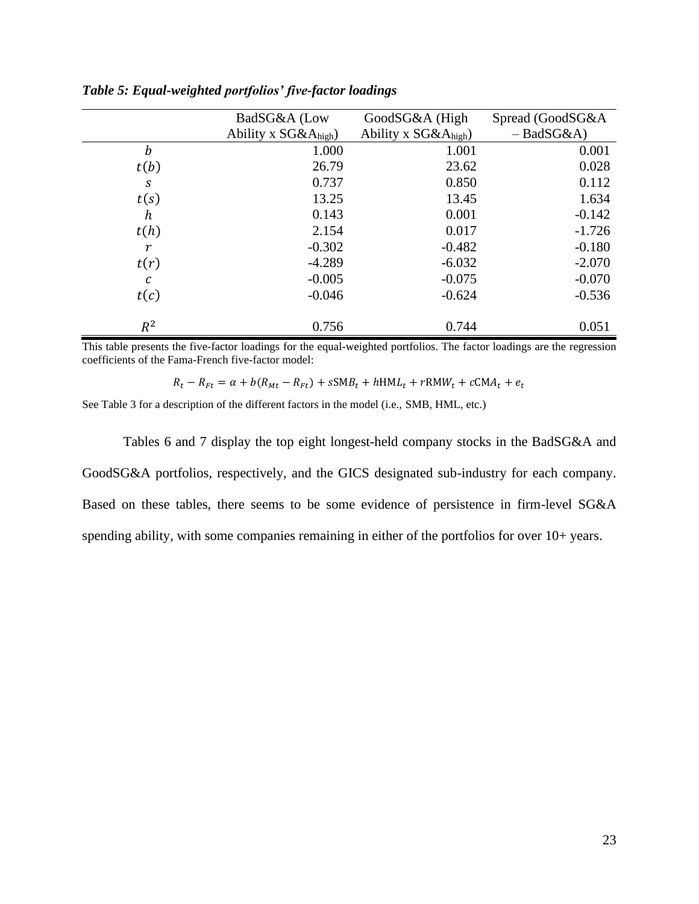***Table 5: Equal-weighted portfolios' five-factor loadings***

| | BadSG&A (Low Ability x SG&A$_{high}$) | GoodSG&A (High Ability x SG&A$_{high}$) | Spread (GoodSG&A – BadSG&A) |
|---|---|---|---|
| $b$ | 1.000 | 1.001 | 0.001 |
| $t(b)$ | 26.79 | 23.62 | 0.028 |
| $s$ | 0.737 | 0.850 | 0.112 |
| $t(s)$ | 13.25 | 13.45 | 1.634 |
| $h$ | 0.143 | 0.001 | -0.142 |
| $t(h)$ | 2.154 | 0.017 | -1.726 |
| $r$ | -0.302 | -0.482 | -0.180 |
| $t(r)$ | -4.289 | -6.032 | -2.070 |
| $c$ | -0.005 | -0.075 | -0.070 |
| $t(c)$ | -0.046 | -0.624 | -0.536 |
| $R^2$ | 0.756 | 0.744 | 0.051 |

This table presents the five-factor loadings for the equal-weighted portfolios. The factor loadings are the regression coefficients of the Fama-French five-factor model:

$$R_t - R_{Ft} = \alpha + b(R_{Mt} - R_{Ft}) + s\text{SMB}_t + h\text{HML}_t + r\text{RMW}_t + c\text{CMA}_t + e_t$$

See Table 3 for a description of the different factors in the model (i.e., SMB, HML, etc.)

Tables 6 and 7 display the top eight longest-held company stocks in the BadSG&A and GoodSG&A portfolios, respectively, and the GICS designated sub-industry for each company. Based on these tables, there seems to be some evidence of persistence in firm-level SG&A spending ability, with some companies remaining in either of the portfolios for over 10+ years.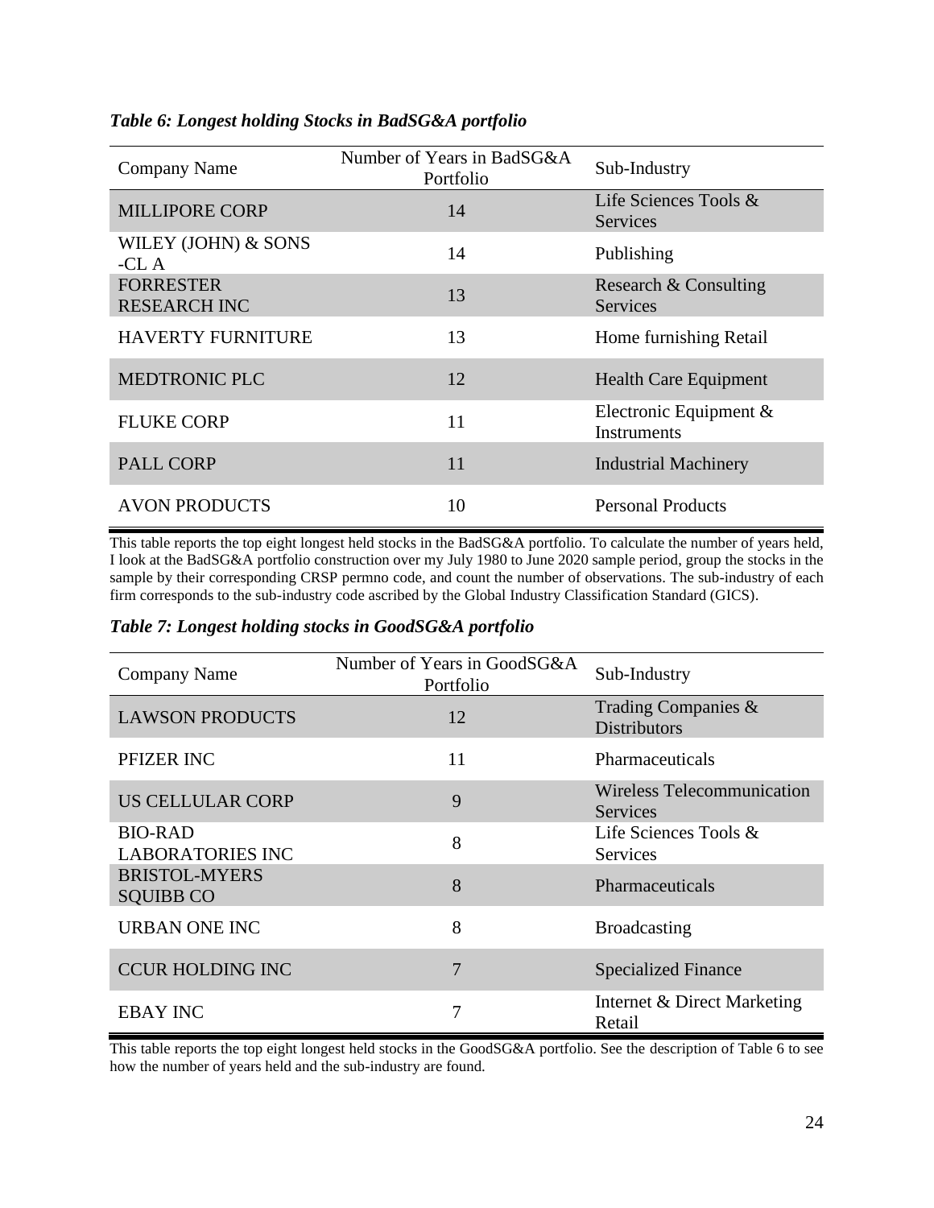***Table 6: Longest holding Stocks in BadSG&A portfolio***

| Company Name | Number of Years in BadSG&A Portfolio | Sub-Industry |
|---|---|---|
| MILLIPORE CORP | 14 | Life Sciences Tools & Services |
| WILEY (JOHN) & SONS -CL A | 14 | Publishing |
| FORRESTER RESEARCH INC | 13 | Research & Consulting Services |
| HAVERTY FURNITURE | 13 | Home furnishing Retail |
| MEDTRONIC PLC | 12 | Health Care Equipment |
| FLUKE CORP | 11 | Electronic Equipment & Instruments |
| PALL CORP | 11 | Industrial Machinery |
| AVON PRODUCTS | 10 | Personal Products |

This table reports the top eight longest held stocks in the BadSG&A portfolio. To calculate the number of years held, I look at the BadSG&A portfolio construction over my July 1980 to June 2020 sample period, group the stocks in the sample by their corresponding CRSP permno code, and count the number of observations. The sub-industry of each firm corresponds to the sub-industry code ascribed by the Global Industry Classification Standard (GICS).

***Table 7: Longest holding stocks in GoodSG&A portfolio***

| Company Name | Number of Years in GoodSG&A Portfolio | Sub-Industry |
|---|---|---|
| LAWSON PRODUCTS | 12 | Trading Companies & Distributors |
| PFIZER INC | 11 | Pharmaceuticals |
| US CELLULAR CORP | 9 | Wireless Telecommunication Services |
| BIO-RAD LABORATORIES INC | 8 | Life Sciences Tools & Services |
| BRISTOL-MYERS SQUIBB CO | 8 | Pharmaceuticals |
| URBAN ONE INC | 8 | Broadcasting |
| CCUR HOLDING INC | 7 | Specialized Finance |
| EBAY INC | 7 | Internet & Direct Marketing Retail |

This table reports the top eight longest held stocks in the GoodSG&A portfolio. See the description of Table 6 to see how the number of years held and the sub-industry are found.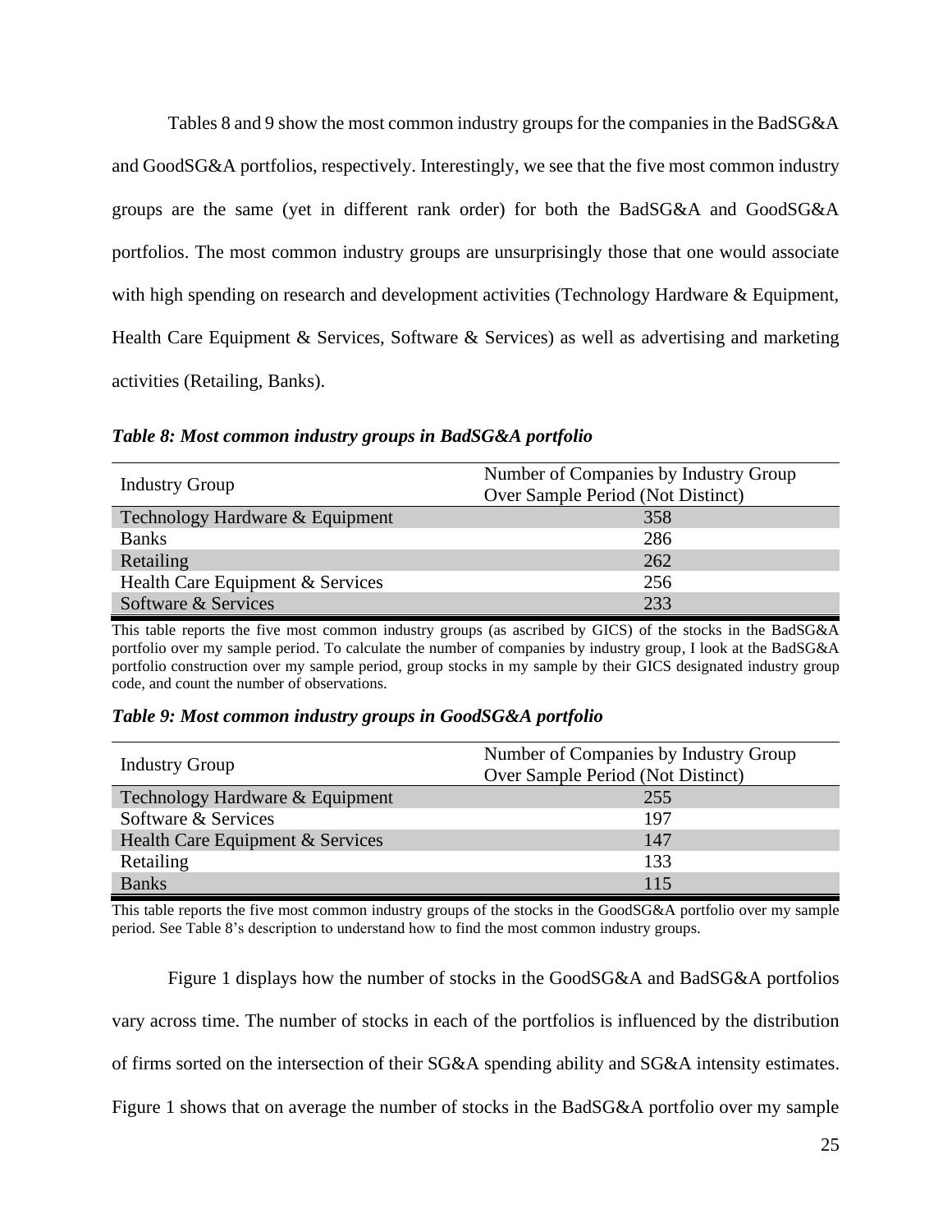Tables 8 and 9 show the most common industry groups for the companies in the BadSG&A and GoodSG&A portfolios, respectively. Interestingly, we see that the five most common industry groups are the same (yet in different rank order) for both the BadSG&A and GoodSG&A portfolios. The most common industry groups are unsurprisingly those that one would associate with high spending on research and development activities (Technology Hardware & Equipment, Health Care Equipment & Services, Software & Services) as well as advertising and marketing activities (Retailing, Banks).

***Table 8: Most common industry groups in BadSG&A portfolio***

| Industry Group | Number of Companies by Industry Group Over Sample Period (Not Distinct) |
|---|---|
| Technology Hardware & Equipment | 358 |
| Banks | 286 |
| Retailing | 262 |
| Health Care Equipment & Services | 256 |
| Software & Services | 233 |

This table reports the five most common industry groups (as ascribed by GICS) of the stocks in the BadSG&A portfolio over my sample period. To calculate the number of companies by industry group, I look at the BadSG&A portfolio construction over my sample period, group stocks in my sample by their GICS designated industry group code, and count the number of observations.

***Table 9: Most common industry groups in GoodSG&A portfolio***

| Industry Group | Number of Companies by Industry Group Over Sample Period (Not Distinct) |
|---|---|
| Technology Hardware & Equipment | 255 |
| Software & Services | 197 |
| Health Care Equipment & Services | 147 |
| Retailing | 133 |
| Banks | 115 |

This table reports the five most common industry groups of the stocks in the GoodSG&A portfolio over my sample period. See Table 8's description to understand how to find the most common industry groups.

Figure 1 displays how the number of stocks in the GoodSG&A and BadSG&A portfolios vary across time. The number of stocks in each of the portfolios is influenced by the distribution of firms sorted on the intersection of their SG&A spending ability and SG&A intensity estimates. Figure 1 shows that on average the number of stocks in the BadSG&A portfolio over my sample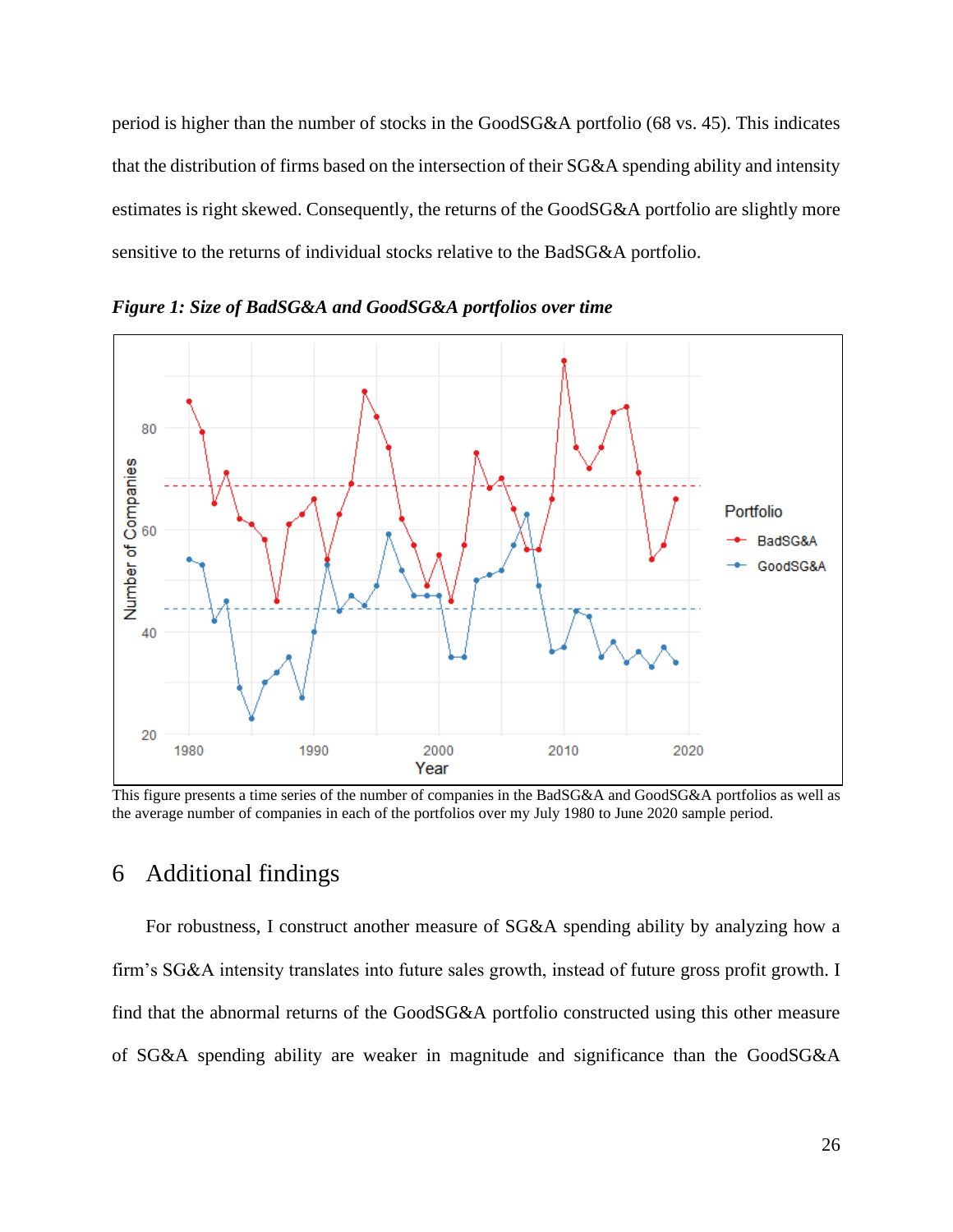period is higher than the number of stocks in the GoodSG&A portfolio (68 vs. 45). This indicates that the distribution of firms based on the intersection of their SG&A spending ability and intensity estimates is right skewed. Consequently, the returns of the GoodSG&A portfolio are slightly more sensitive to the returns of individual stocks relative to the BadSG&A portfolio.

***Figure 1: Size of BadSG&A and GoodSG&A portfolios over time***

Number of Companies

80
60
40
20

1980
1990
2000
2010
2020

Year

Portfolio
BadSG&A
GoodSG&A

This figure presents a time series of the number of companies in the BadSG&A and GoodSG&A portfolios as well as the average number of companies in each of the portfolios over my July 1980 to June 2020 sample period.

## 6 Additional findings

For robustness, I construct another measure of SG&A spending ability by analyzing how a firm's SG&A intensity translates into future sales growth, instead of future gross profit growth. I find that the abnormal returns of the GoodSG&A portfolio constructed using this other measure of SG&A spending ability are weaker in magnitude and significance than the GoodSG&A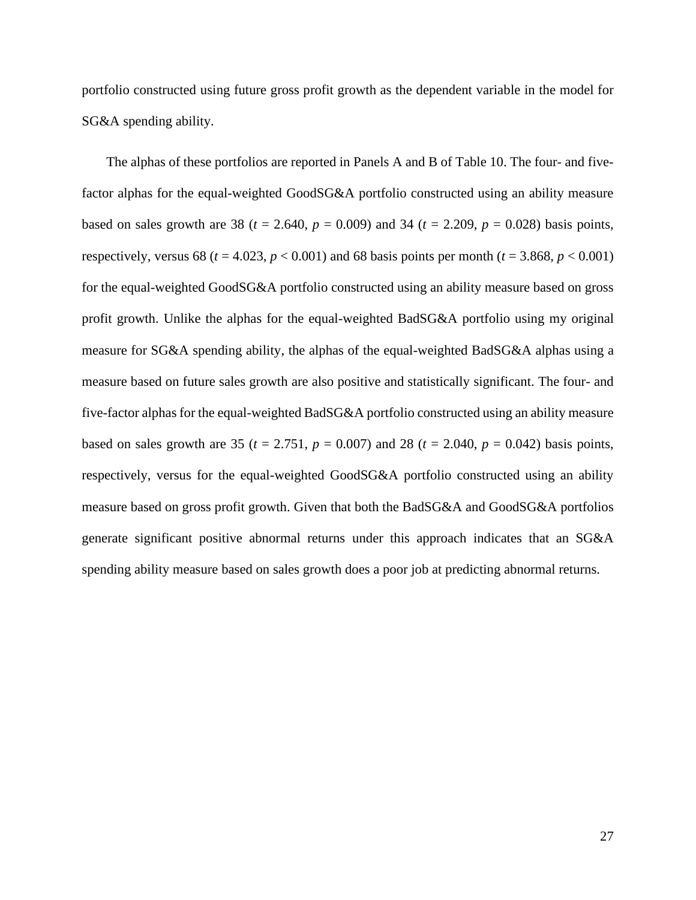portfolio constructed using future gross profit growth as the dependent variable in the model for SG&A spending ability.

The alphas of these portfolios are reported in Panels A and B of Table 10. The four- and five-factor alphas for the equal-weighted GoodSG&A portfolio constructed using an ability measure based on sales growth are 38 ($t$ = 2.640, $p$ = 0.009) and 34 ($t$ = 2.209, $p$ = 0.028) basis points, respectively, versus 68 ($t$ = 4.023, $p$ < 0.001) and 68 basis points per month ($t$ = 3.868, $p$ < 0.001) for the equal-weighted GoodSG&A portfolio constructed using an ability measure based on gross profit growth. Unlike the alphas for the equal-weighted BadSG&A portfolio using my original measure for SG&A spending ability, the alphas of the equal-weighted BadSG&A alphas using a measure based on future sales growth are also positive and statistically significant. The four- and five-factor alphas for the equal-weighted BadSG&A portfolio constructed using an ability measure based on sales growth are 35 ($t$ = 2.751, $p$ = 0.007) and 28 ($t$ = 2.040, $p$ = 0.042) basis points, respectively, versus for the equal-weighted GoodSG&A portfolio constructed using an ability measure based on gross profit growth. Given that both the BadSG&A and GoodSG&A portfolios generate significant positive abnormal returns under this approach indicates that an SG&A spending ability measure based on sales growth does a poor job at predicting abnormal returns.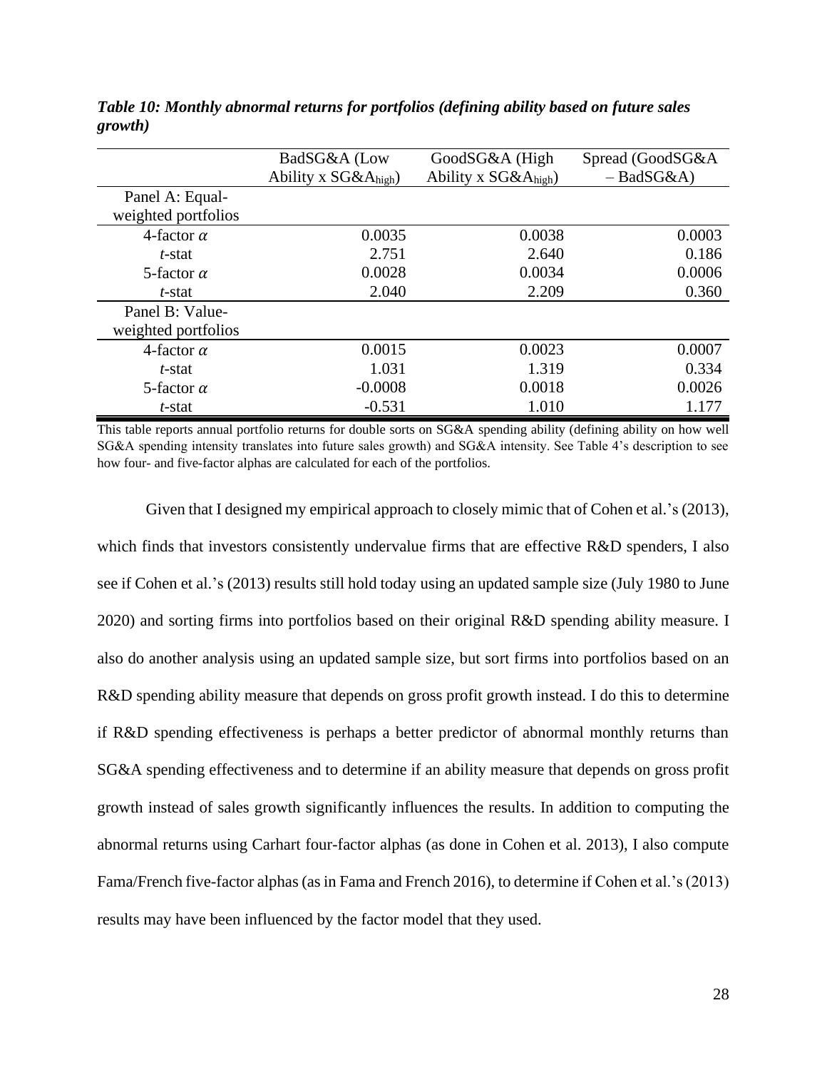*Table 10: Monthly abnormal returns for portfolios (defining ability based on future sales growth)*

| | BadSG&A (Low Ability x SG&A$_{high}$) | GoodSG&A (High Ability x SG&A$_{high}$) | Spread (GoodSG&A – BadSG&A) |
|---|---|---|---|
| Panel A: Equal-weighted portfolios | | | |
| 4-factor $\alpha$ | 0.0035 | 0.0038 | 0.0003 |
| *t*-stat | 2.751 | 2.640 | 0.186 |
| 5-factor $\alpha$ | 0.0028 | 0.0034 | 0.0006 |
| *t*-stat | 2.040 | 2.209 | 0.360 |
| Panel B: Value-weighted portfolios | | | |
| 4-factor $\alpha$ | 0.0015 | 0.0023 | 0.0007 |
| *t*-stat | 1.031 | 1.319 | 0.334 |
| 5-factor $\alpha$ | -0.0008 | 0.0018 | 0.0026 |
| *t*-stat | -0.531 | 1.010 | 1.177 |

This table reports annual portfolio returns for double sorts on SG&A spending ability (defining ability on how well SG&A spending intensity translates into future sales growth) and SG&A intensity. See Table 4's description to see how four- and five-factor alphas are calculated for each of the portfolios.

Given that I designed my empirical approach to closely mimic that of Cohen et al.'s (2013), which finds that investors consistently undervalue firms that are effective R&D spenders, I also see if Cohen et al.'s (2013) results still hold today using an updated sample size (July 1980 to June 2020) and sorting firms into portfolios based on their original R&D spending ability measure. I also do another analysis using an updated sample size, but sort firms into portfolios based on an R&D spending ability measure that depends on gross profit growth instead. I do this to determine if R&D spending effectiveness is perhaps a better predictor of abnormal monthly returns than SG&A spending effectiveness and to determine if an ability measure that depends on gross profit growth instead of sales growth significantly influences the results. In addition to computing the abnormal returns using Carhart four-factor alphas (as done in Cohen et al. 2013), I also compute Fama/French five-factor alphas (as in Fama and French 2016), to determine if Cohen et al.'s (2013) results may have been influenced by the factor model that they used.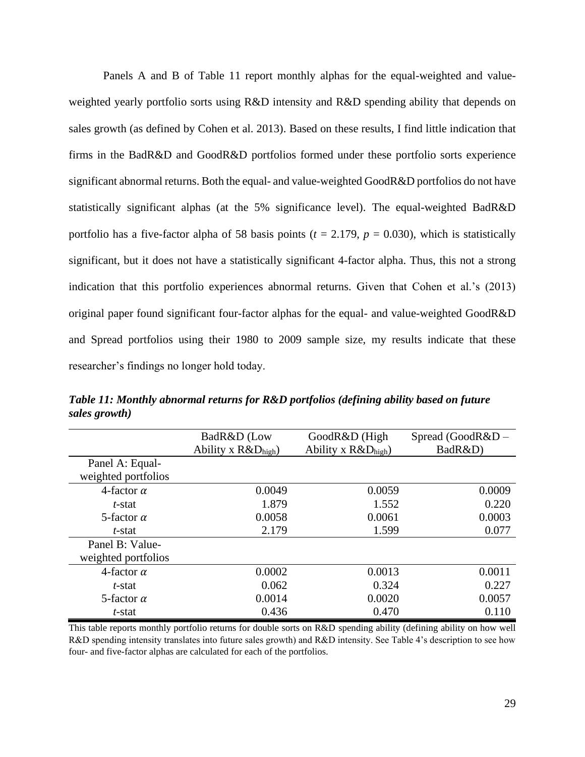Panels A and B of Table 11 report monthly alphas for the equal-weighted and value-weighted yearly portfolio sorts using R&D intensity and R&D spending ability that depends on sales growth (as defined by Cohen et al. 2013). Based on these results, I find little indication that firms in the BadR&D and GoodR&D portfolios formed under these portfolio sorts experience significant abnormal returns. Both the equal- and value-weighted GoodR&D portfolios do not have statistically significant alphas (at the 5% significance level). The equal-weighted BadR&D portfolio has a five-factor alpha of 58 basis points ($t$ = 2.179, $p$ = 0.030), which is statistically significant, but it does not have a statistically significant 4-factor alpha. Thus, this not a strong indication that this portfolio experiences abnormal returns. Given that Cohen et al.'s (2013) original paper found significant four-factor alphas for the equal- and value-weighted GoodR&D and Spread portfolios using their 1980 to 2009 sample size, my results indicate that these researcher's findings no longer hold today.

***Table 11: Monthly abnormal returns for R&D portfolios (defining ability based on future sales growth)***

| | BadR&D (Low Ability x $R\&D_{high}$) | GoodR&D (High Ability x $R\&D_{high}$) | Spread (GoodR&D – BadR&D) |
|---|---|---|---|
| Panel A: Equal-weighted portfolios | | | |
| 4-factor $\alpha$ | 0.0049 | 0.0059 | 0.0009 |
| $t$-stat | 1.879 | 1.552 | 0.220 |
| 5-factor $\alpha$ | 0.0058 | 0.0061 | 0.0003 |
| $t$-stat | 2.179 | 1.599 | 0.077 |
| Panel B: Value-weighted portfolios | | | |
| 4-factor $\alpha$ | 0.0002 | 0.0013 | 0.0011 |
| $t$-stat | 0.062 | 0.324 | 0.227 |
| 5-factor $\alpha$ | 0.0014 | 0.0020 | 0.0057 |
| $t$-stat | 0.436 | 0.470 | 0.110 |

This table reports monthly portfolio returns for double sorts on R&D spending ability (defining ability on how well R&D spending intensity translates into future sales growth) and R&D intensity. See Table 4's description to see how four- and five-factor alphas are calculated for each of the portfolios.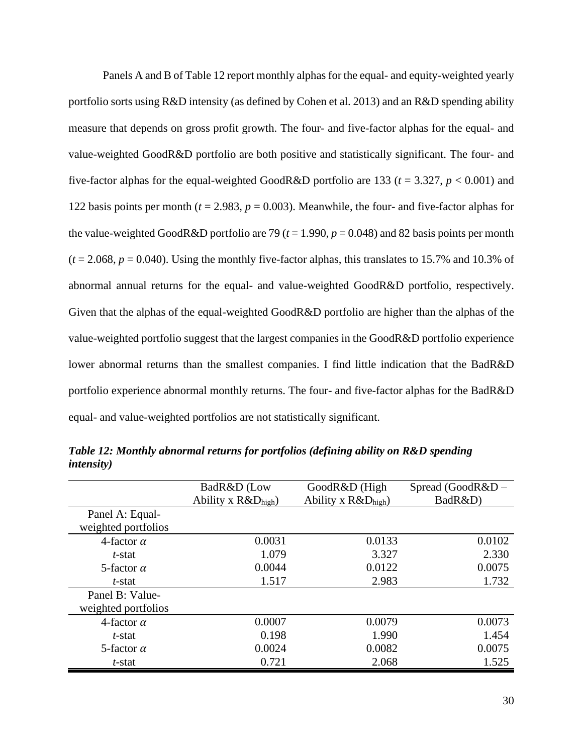Panels A and B of Table 12 report monthly alphas for the equal- and equity-weighted yearly portfolio sorts using R&D intensity (as defined by Cohen et al. 2013) and an R&D spending ability measure that depends on gross profit growth. The four- and five-factor alphas for the equal- and value-weighted GoodR&D portfolio are both positive and statistically significant. The four- and five-factor alphas for the equal-weighted GoodR&D portfolio are 133 ($t = 3.327$, $p < 0.001$) and 122 basis points per month ($t = 2.983$, $p = 0.003$). Meanwhile, the four- and five-factor alphas for the value-weighted GoodR&D portfolio are 79 ($t = 1.990$, $p = 0.048$) and 82 basis points per month ($t = 2.068$, $p = 0.040$). Using the monthly five-factor alphas, this translates to 15.7% and 10.3% of abnormal annual returns for the equal- and value-weighted GoodR&D portfolio, respectively. Given that the alphas of the equal-weighted GoodR&D portfolio are higher than the alphas of the value-weighted portfolio suggest that the largest companies in the GoodR&D portfolio experience lower abnormal returns than the smallest companies. I find little indication that the BadR&D portfolio experience abnormal monthly returns. The four- and five-factor alphas for the BadR&D equal- and value-weighted portfolios are not statistically significant.

***Table 12: Monthly abnormal returns for portfolios (defining ability on R&D spending intensity)***

| | BadR&D (Low Ability x $R\&D_{high}$) | GoodR&D (High Ability x $R\&D_{high}$) | Spread (GoodR&D – BadR&D) |
|---|---|---|---|
| Panel A: Equal-weighted portfolios | | | |
| 4-factor $\alpha$ | 0.0031 | 0.0133 | 0.0102 |
| *t*-stat | 1.079 | 3.327 | 2.330 |
| 5-factor $\alpha$ | 0.0044 | 0.0122 | 0.0075 |
| *t*-stat | 1.517 | 2.983 | 1.732 |
| Panel B: Value-weighted portfolios | | | |
| 4-factor $\alpha$ | 0.0007 | 0.0079 | 0.0073 |
| *t*-stat | 0.198 | 1.990 | 1.454 |
| 5-factor $\alpha$ | 0.0024 | 0.0082 | 0.0075 |
| *t*-stat | 0.721 | 2.068 | 1.525 |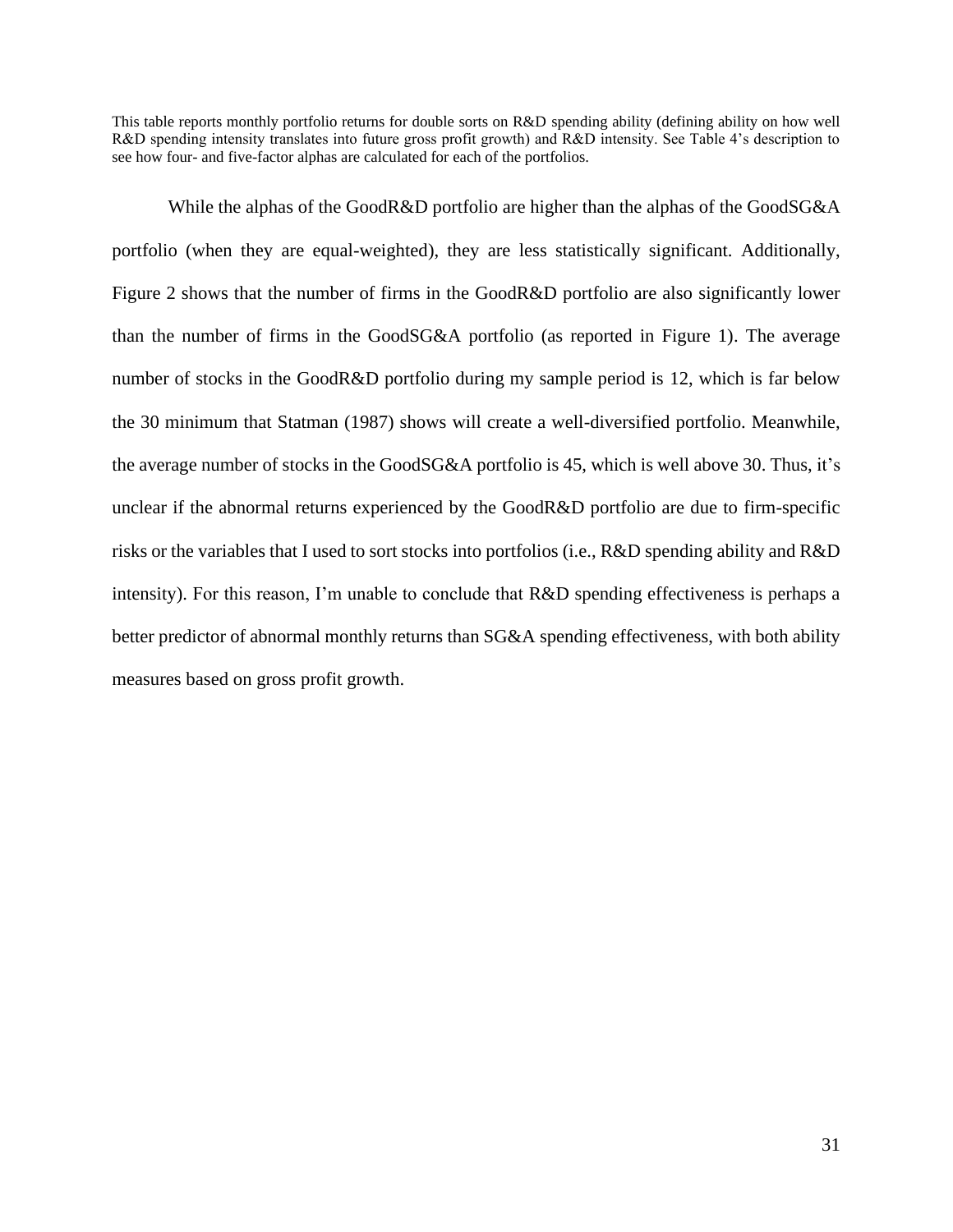This table reports monthly portfolio returns for double sorts on R&D spending ability (defining ability on how well R&D spending intensity translates into future gross profit growth) and R&D intensity. See Table 4's description to see how four- and five-factor alphas are calculated for each of the portfolios.

While the alphas of the GoodR&D portfolio are higher than the alphas of the GoodSG&A portfolio (when they are equal-weighted), they are less statistically significant. Additionally, Figure 2 shows that the number of firms in the GoodR&D portfolio are also significantly lower than the number of firms in the GoodSG&A portfolio (as reported in Figure 1). The average number of stocks in the GoodR&D portfolio during my sample period is 12, which is far below the 30 minimum that Statman (1987) shows will create a well-diversified portfolio. Meanwhile, the average number of stocks in the GoodSG&A portfolio is 45, which is well above 30. Thus, it's unclear if the abnormal returns experienced by the GoodR&D portfolio are due to firm-specific risks or the variables that I used to sort stocks into portfolios (i.e., R&D spending ability and R&D intensity). For this reason, I'm unable to conclude that R&D spending effectiveness is perhaps a better predictor of abnormal monthly returns than SG&A spending effectiveness, with both ability measures based on gross profit growth.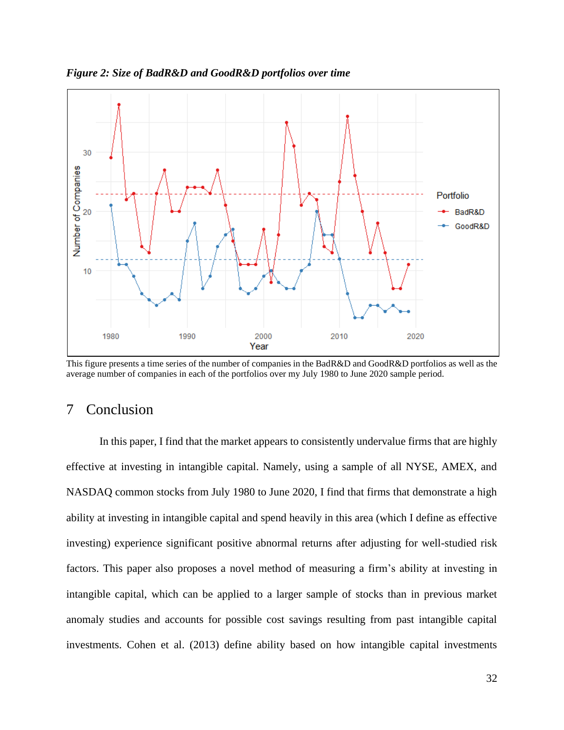*Figure 2: Size of BadR&D and GoodR&D portfolios over time*

Number of Companies

30

20

10

1980

1990

2000

2010

2020

Year

Portfolio

BadR&D

GoodR&D

This figure presents a time series of the number of companies in the BadR&D and GoodR&D portfolios as well as the average number of companies in each of the portfolios over my July 1980 to June 2020 sample period.

# 7 Conclusion

In this paper, I find that the market appears to consistently undervalue firms that are highly effective at investing in intangible capital. Namely, using a sample of all NYSE, AMEX, and NASDAQ common stocks from July 1980 to June 2020, I find that firms that demonstrate a high ability at investing in intangible capital and spend heavily in this area (which I define as effective investing) experience significant positive abnormal returns after adjusting for well-studied risk factors. This paper also proposes a novel method of measuring a firm's ability at investing in intangible capital, which can be applied to a larger sample of stocks than in previous market anomaly studies and accounts for possible cost savings resulting from past intangible capital investments. Cohen et al. (2013) define ability based on how intangible capital investments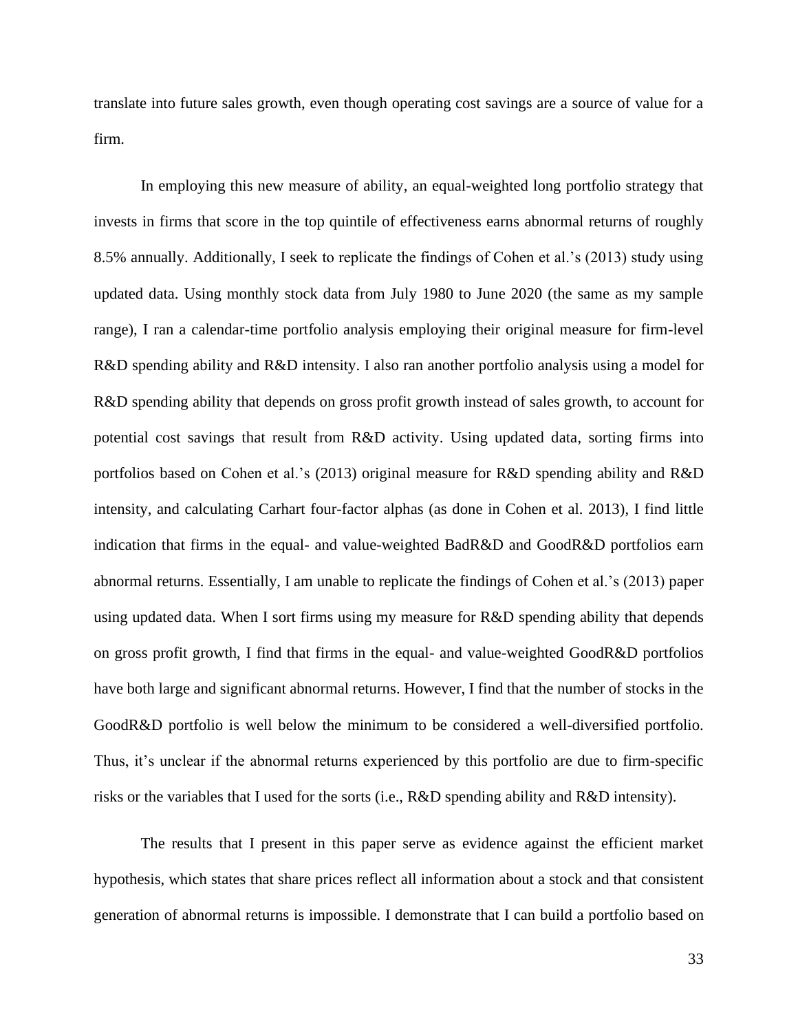translate into future sales growth, even though operating cost savings are a source of value for a firm.

In employing this new measure of ability, an equal-weighted long portfolio strategy that invests in firms that score in the top quintile of effectiveness earns abnormal returns of roughly 8.5% annually. Additionally, I seek to replicate the findings of Cohen et al.'s (2013) study using updated data. Using monthly stock data from July 1980 to June 2020 (the same as my sample range), I ran a calendar-time portfolio analysis employing their original measure for firm-level R&D spending ability and R&D intensity. I also ran another portfolio analysis using a model for R&D spending ability that depends on gross profit growth instead of sales growth, to account for potential cost savings that result from R&D activity. Using updated data, sorting firms into portfolios based on Cohen et al.'s (2013) original measure for R&D spending ability and R&D intensity, and calculating Carhart four-factor alphas (as done in Cohen et al. 2013), I find little indication that firms in the equal- and value-weighted BadR&D and GoodR&D portfolios earn abnormal returns. Essentially, I am unable to replicate the findings of Cohen et al.'s (2013) paper using updated data. When I sort firms using my measure for R&D spending ability that depends on gross profit growth, I find that firms in the equal- and value-weighted GoodR&D portfolios have both large and significant abnormal returns. However, I find that the number of stocks in the GoodR&D portfolio is well below the minimum to be considered a well-diversified portfolio. Thus, it's unclear if the abnormal returns experienced by this portfolio are due to firm-specific risks or the variables that I used for the sorts (i.e., R&D spending ability and R&D intensity).

The results that I present in this paper serve as evidence against the efficient market hypothesis, which states that share prices reflect all information about a stock and that consistent generation of abnormal returns is impossible. I demonstrate that I can build a portfolio based on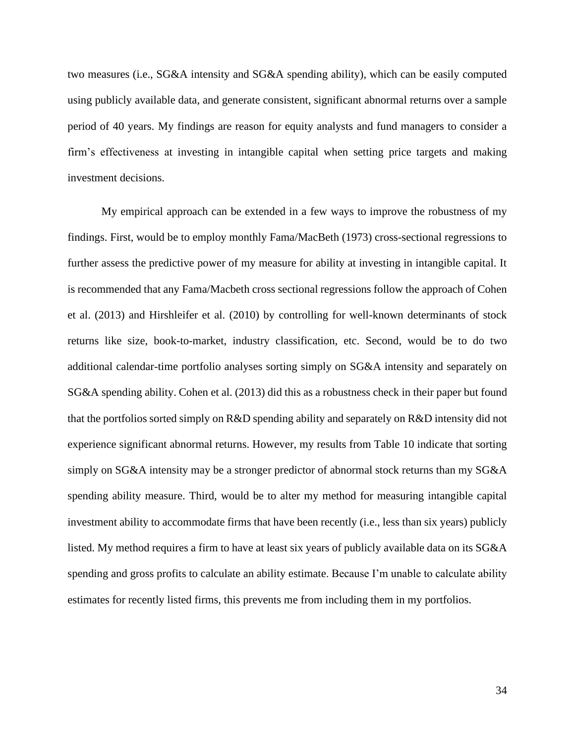two measures (i.e., SG&A intensity and SG&A spending ability), which can be easily computed using publicly available data, and generate consistent, significant abnormal returns over a sample period of 40 years. My findings are reason for equity analysts and fund managers to consider a firm's effectiveness at investing in intangible capital when setting price targets and making investment decisions.

My empirical approach can be extended in a few ways to improve the robustness of my findings. First, would be to employ monthly Fama/MacBeth (1973) cross-sectional regressions to further assess the predictive power of my measure for ability at investing in intangible capital. It is recommended that any Fama/Macbeth cross sectional regressions follow the approach of Cohen et al. (2013) and Hirshleifer et al. (2010) by controlling for well-known determinants of stock returns like size, book-to-market, industry classification, etc. Second, would be to do two additional calendar-time portfolio analyses sorting simply on SG&A intensity and separately on SG&A spending ability. Cohen et al. (2013) did this as a robustness check in their paper but found that the portfolios sorted simply on R&D spending ability and separately on R&D intensity did not experience significant abnormal returns. However, my results from Table 10 indicate that sorting simply on SG&A intensity may be a stronger predictor of abnormal stock returns than my SG&A spending ability measure. Third, would be to alter my method for measuring intangible capital investment ability to accommodate firms that have been recently (i.e., less than six years) publicly listed. My method requires a firm to have at least six years of publicly available data on its SG&A spending and gross profits to calculate an ability estimate. Because I'm unable to calculate ability estimates for recently listed firms, this prevents me from including them in my portfolios.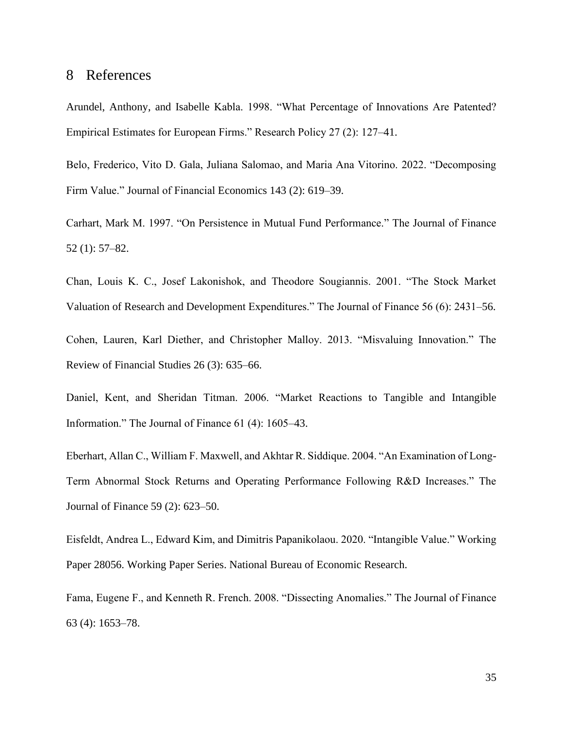# 8 References

Arundel, Anthony, and Isabelle Kabla. 1998. "What Percentage of Innovations Are Patented? Empirical Estimates for European Firms." Research Policy 27 (2): 127–41.

Belo, Frederico, Vito D. Gala, Juliana Salomao, and Maria Ana Vitorino. 2022. "Decomposing Firm Value." Journal of Financial Economics 143 (2): 619–39.

Carhart, Mark M. 1997. "On Persistence in Mutual Fund Performance." The Journal of Finance 52 (1): 57–82.

Chan, Louis K. C., Josef Lakonishok, and Theodore Sougiannis. 2001. "The Stock Market Valuation of Research and Development Expenditures." The Journal of Finance 56 (6): 2431–56.

Cohen, Lauren, Karl Diether, and Christopher Malloy. 2013. "Misvaluing Innovation." The Review of Financial Studies 26 (3): 635–66.

Daniel, Kent, and Sheridan Titman. 2006. "Market Reactions to Tangible and Intangible Information." The Journal of Finance 61 (4): 1605–43.

Eberhart, Allan C., William F. Maxwell, and Akhtar R. Siddique. 2004. "An Examination of Long-Term Abnormal Stock Returns and Operating Performance Following R&D Increases." The Journal of Finance 59 (2): 623–50.

Eisfeldt, Andrea L., Edward Kim, and Dimitris Papanikolaou. 2020. "Intangible Value." Working Paper 28056. Working Paper Series. National Bureau of Economic Research.

Fama, Eugene F., and Kenneth R. French. 2008. "Dissecting Anomalies." The Journal of Finance 63 (4): 1653–78.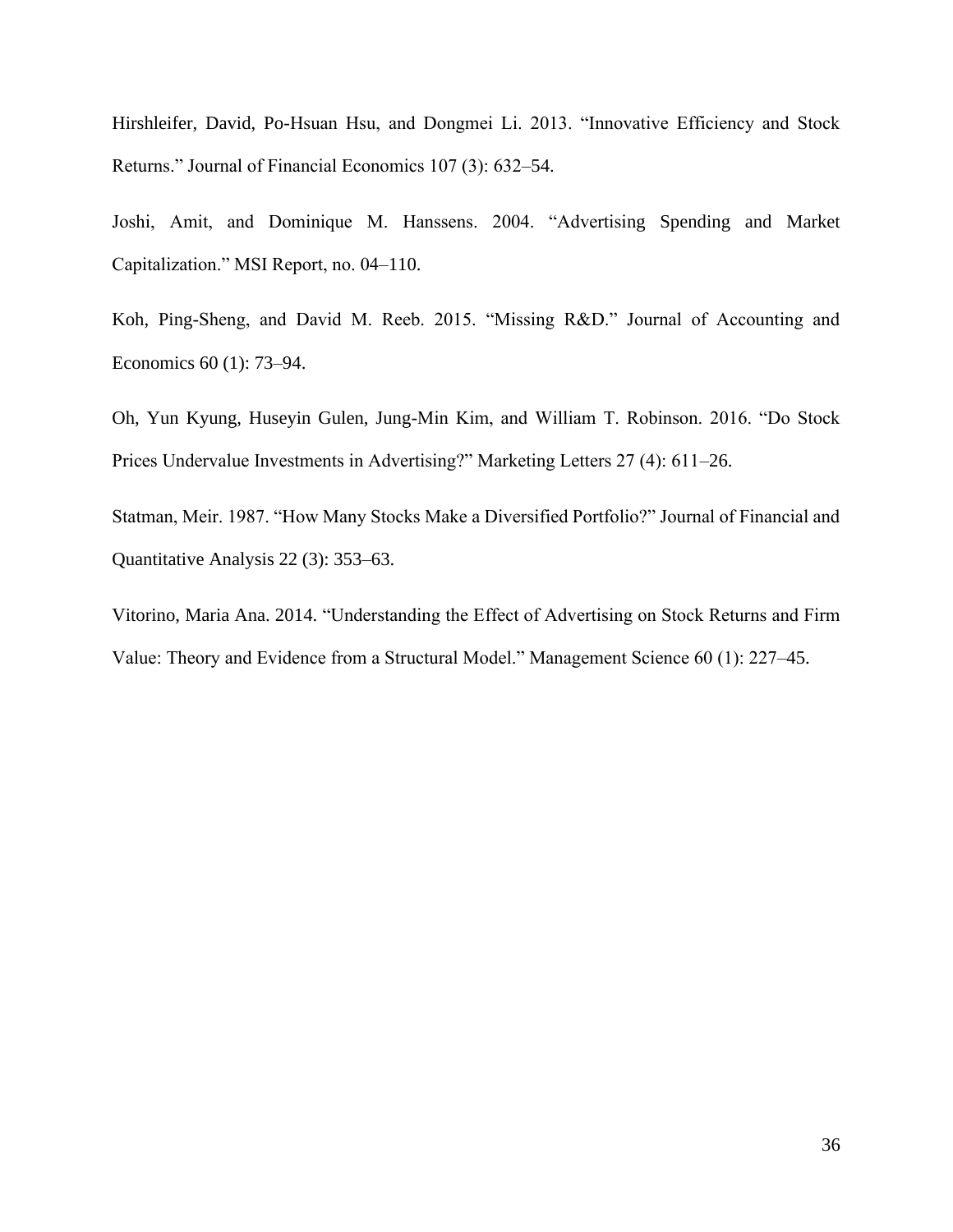Hirshleifer, David, Po-Hsuan Hsu, and Dongmei Li. 2013. "Innovative Efficiency and Stock Returns." Journal of Financial Economics 107 (3): 632–54.

Joshi, Amit, and Dominique M. Hanssens. 2004. "Advertising Spending and Market Capitalization." MSI Report, no. 04–110.

Koh, Ping-Sheng, and David M. Reeb. 2015. "Missing R&D." Journal of Accounting and Economics 60 (1): 73–94.

Oh, Yun Kyung, Huseyin Gulen, Jung-Min Kim, and William T. Robinson. 2016. "Do Stock Prices Undervalue Investments in Advertising?" Marketing Letters 27 (4): 611–26.

Statman, Meir. 1987. "How Many Stocks Make a Diversified Portfolio?" Journal of Financial and Quantitative Analysis 22 (3): 353–63.

Vitorino, Maria Ana. 2014. "Understanding the Effect of Advertising on Stock Returns and Firm Value: Theory and Evidence from a Structural Model." Management Science 60 (1): 227–45.